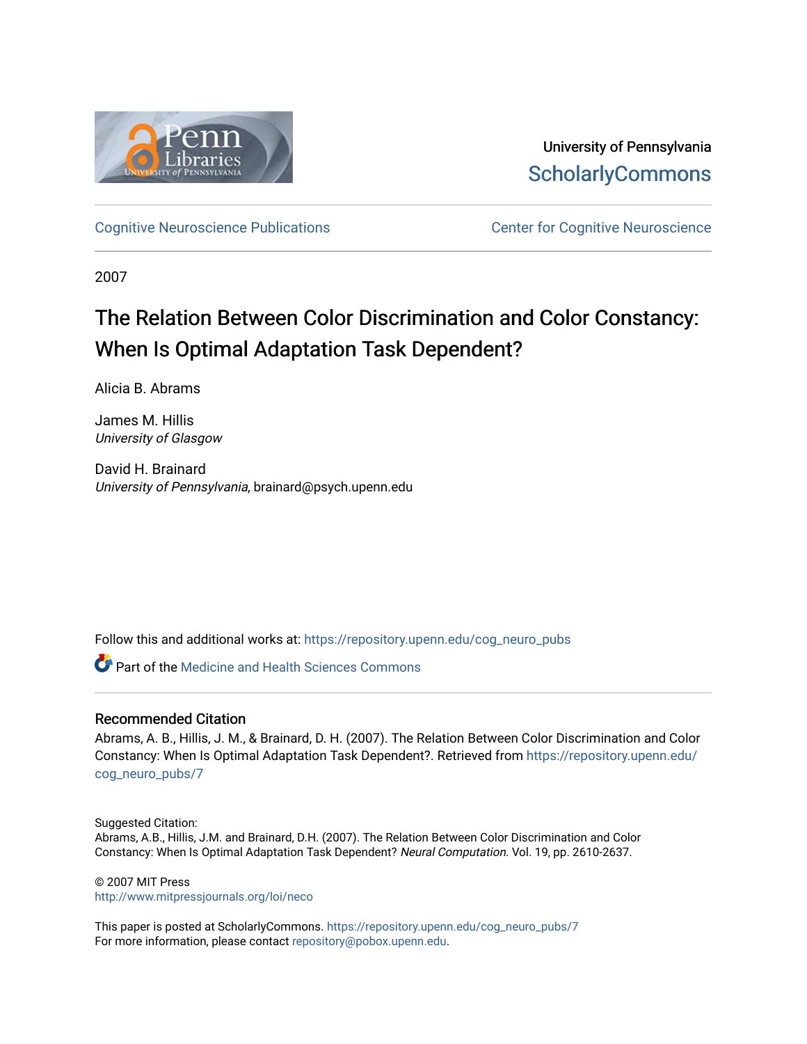University of Pennsylvania
ScholarlyCommons

Cognitive Neuroscience Publications

Center for Cognitive Neuroscience

2007

# The Relation Between Color Discrimination and Color Constancy: When Is Optimal Adaptation Task Dependent?

Alicia B. Abrams

James M. Hillis
*University of Glasgow*

David H. Brainard
*University of Pennsylvania*, brainard@psych.upenn.edu

Follow this and additional works at: https://repository.upenn.edu/cog_neuro_pubs

Part of the Medicine and Health Sciences Commons

## Recommended Citation

Abrams, A. B., Hillis, J. M., & Brainard, D. H. (2007). The Relation Between Color Discrimination and Color Constancy: When Is Optimal Adaptation Task Dependent?. Retrieved from https://repository.upenn.edu/cog_neuro_pubs/7

Suggested Citation:
Abrams, A.B., Hillis, J.M. and Brainard, D.H. (2007). The Relation Between Color Discrimination and Color Constancy: When Is Optimal Adaptation Task Dependent? *Neural Computation.* Vol. 19, pp. 2610-2637.

© 2007 MIT Press
http://www.mitpressjournals.org/loi/neco

This paper is posted at ScholarlyCommons. https://repository.upenn.edu/cog_neuro_pubs/7
For more information, please contact repository@pobox.upenn.edu.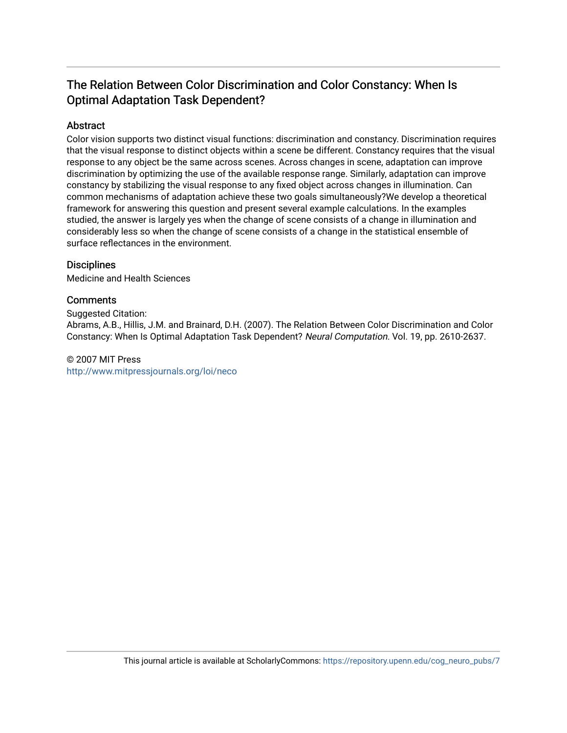# The Relation Between Color Discrimination and Color Constancy: When Is Optimal Adaptation Task Dependent?

## Abstract

Color vision supports two distinct visual functions: discrimination and constancy. Discrimination requires that the visual response to distinct objects within a scene be different. Constancy requires that the visual response to any object be the same across scenes. Across changes in scene, adaptation can improve discrimination by optimizing the use of the available response range. Similarly, adaptation can improve constancy by stabilizing the visual response to any fixed object across changes in illumination. Can common mechanisms of adaptation achieve these two goals simultaneously?We develop a theoretical framework for answering this question and present several example calculations. In the examples studied, the answer is largely yes when the change of scene consists of a change in illumination and considerably less so when the change of scene consists of a change in the statistical ensemble of surface reflectances in the environment.

## Disciplines

Medicine and Health Sciences

## Comments

Suggested Citation:
Abrams, A.B., Hillis, J.M. and Brainard, D.H. (2007). The Relation Between Color Discrimination and Color Constancy: When Is Optimal Adaptation Task Dependent? *Neural Computation.* Vol. 19, pp. 2610-2637.

© 2007 MIT Press
http://www.mitpressjournals.org/loi/neco

This journal article is available at ScholarlyCommons: https://repository.upenn.edu/cog_neuro_pubs/7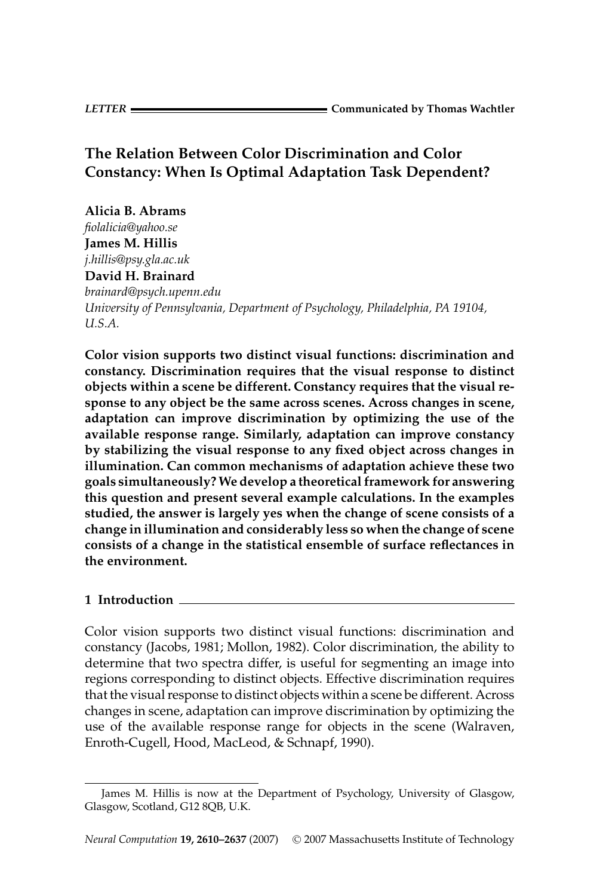LETTER — Communicated by Thomas Wachtler

# The Relation Between Color Discrimination and Color Constancy: When Is Optimal Adaptation Task Dependent?

**Alicia B. Abrams**
*fiolalicia@yahoo.se*
**James M. Hillis**
*j.hillis@psy.gla.ac.uk*
**David H. Brainard**
*brainard@psych.upenn.edu*
*University of Pennsylvania, Department of Psychology, Philadelphia, PA 19104, U.S.A.*

**Color vision supports two distinct visual functions: discrimination and constancy. Discrimination requires that the visual response to distinct objects within a scene be different. Constancy requires that the visual response to any object be the same across scenes. Across changes in scene, adaptation can improve discrimination by optimizing the use of the available response range. Similarly, adaptation can improve constancy by stabilizing the visual response to any fixed object across changes in illumination. Can common mechanisms of adaptation achieve these two goals simultaneously? We develop a theoretical framework for answering this question and present several example calculations. In the examples studied, the answer is largely yes when the change of scene consists of a change in illumination and considerably less so when the change of scene consists of a change in the statistical ensemble of surface reflectances in the environment.**

## 1 Introduction

Color vision supports two distinct visual functions: discrimination and constancy (Jacobs, 1981; Mollon, 1982). Color discrimination, the ability to determine that two spectra differ, is useful for segmenting an image into regions corresponding to distinct objects. Effective discrimination requires that the visual response to distinct objects within a scene be different. Across changes in scene, adaptation can improve discrimination by optimizing the use of the available response range for objects in the scene (Walraven, Enroth-Cugell, Hood, MacLeod, & Schnapf, 1990).

James M. Hillis is now at the Department of Psychology, University of Glasgow, Glasgow, Scotland, G12 8QB, U.K.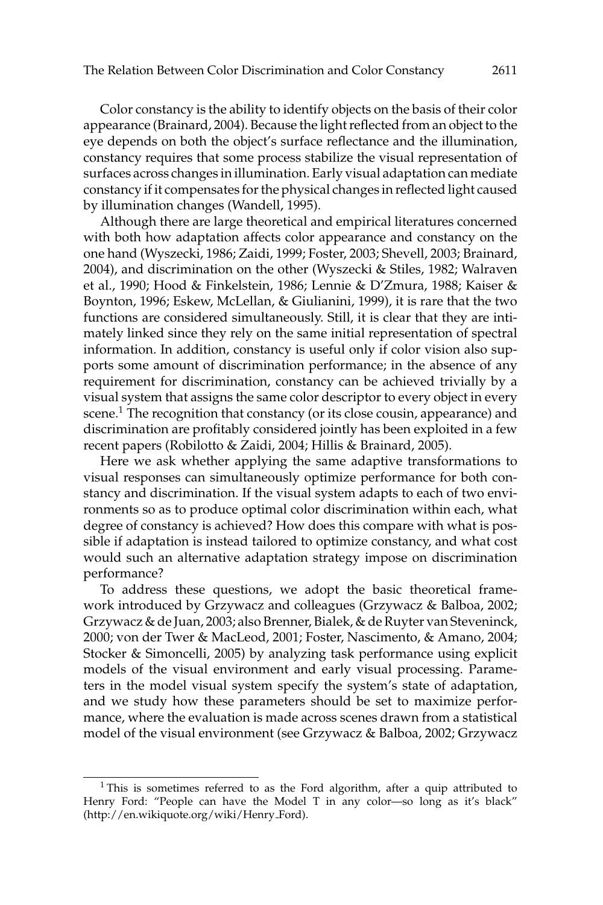Color constancy is the ability to identify objects on the basis of their color appearance (Brainard, 2004). Because the light reflected from an object to the eye depends on both the object's surface reflectance and the illumination, constancy requires that some process stabilize the visual representation of surfaces across changes in illumination. Early visual adaptation can mediate constancy if it compensates for the physical changes in reflected light caused by illumination changes (Wandell, 1995).

Although there are large theoretical and empirical literatures concerned with both how adaptation affects color appearance and constancy on the one hand (Wyszecki, 1986; Zaidi, 1999; Foster, 2003; Shevell, 2003; Brainard, 2004), and discrimination on the other (Wyszecki & Stiles, 1982; Walraven et al., 1990; Hood & Finkelstein, 1986; Lennie & D'Zmura, 1988; Kaiser & Boynton, 1996; Eskew, McLellan, & Giulianini, 1999), it is rare that the two functions are considered simultaneously. Still, it is clear that they are intimately linked since they rely on the same initial representation of spectral information. In addition, constancy is useful only if color vision also supports some amount of discrimination performance; in the absence of any requirement for discrimination, constancy can be achieved trivially by a visual system that assigns the same color descriptor to every object in every scene.[1] The recognition that constancy (or its close cousin, appearance) and discrimination are profitably considered jointly has been exploited in a few recent papers (Robilotto & Zaidi, 2004; Hillis & Brainard, 2005).

Here we ask whether applying the same adaptive transformations to visual responses can simultaneously optimize performance for both constancy and discrimination. If the visual system adapts to each of two environments so as to produce optimal color discrimination within each, what degree of constancy is achieved? How does this compare with what is possible if adaptation is instead tailored to optimize constancy, and what cost would such an alternative adaptation strategy impose on discrimination performance?

To address these questions, we adopt the basic theoretical framework introduced by Grzywacz and colleagues (Grzywacz & Balboa, 2002; Grzywacz & de Juan, 2003; also Brenner, Bialek, & de Ruyter van Steveninck, 2000; von der Twer & MacLeod, 2001; Foster, Nascimento, & Amano, 2004; Stocker & Simoncelli, 2005) by analyzing task performance using explicit models of the visual environment and early visual processing. Parameters in the model visual system specify the system's state of adaptation, and we study how these parameters should be set to maximize performance, where the evaluation is made across scenes drawn from a statistical model of the visual environment (see Grzywacz & Balboa, 2002; Grzywacz

[1] This is sometimes referred to as the Ford algorithm, after a quip attributed to Henry Ford: "People can have the Model T in any color—so long as it's black" (http://en.wikiquote.org/wiki/Henry_Ford).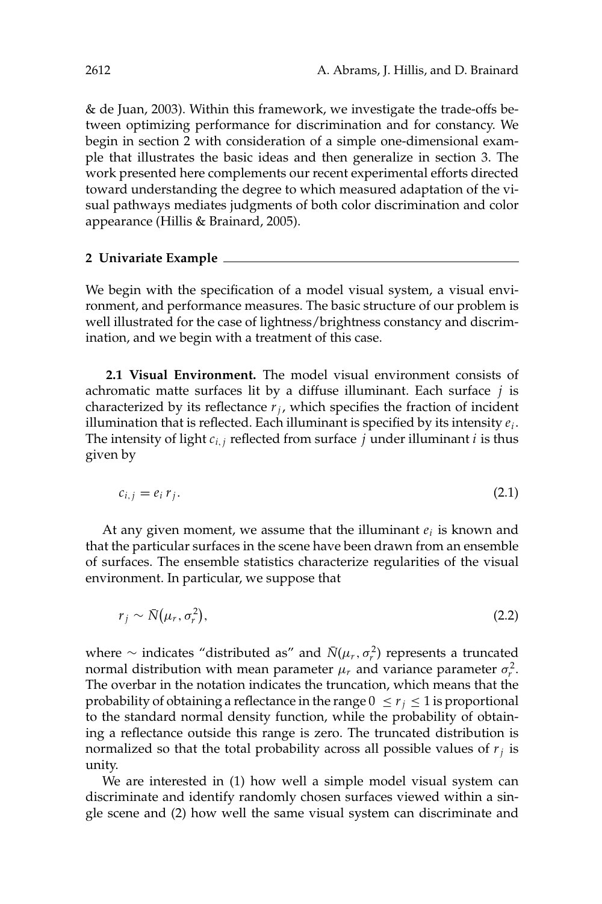& de Juan, 2003). Within this framework, we investigate the trade-offs between optimizing performance for discrimination and for constancy. We begin in section 2 with consideration of a simple one-dimensional example that illustrates the basic ideas and then generalize in section 3. The work presented here complements our recent experimental efforts directed toward understanding the degree to which measured adaptation of the visual pathways mediates judgments of both color discrimination and color appearance (Hillis & Brainard, 2005).

## 2 Univariate Example

We begin with the specification of a model visual system, a visual environment, and performance measures. The basic structure of our problem is well illustrated for the case of lightness/brightness constancy and discrimination, and we begin with a treatment of this case.

**2.1 Visual Environment.** The model visual environment consists of achromatic matte surfaces lit by a diffuse illuminant. Each surface $j$ is characterized by its reflectance $r_j$, which specifies the fraction of incident illumination that is reflected. Each illuminant is specified by its intensity $e_i$. The intensity of light $c_{i,j}$ reflected from surface $j$ under illuminant $i$ is thus given by

$$c_{i,j} = e_i \, r_j. \tag{2.1}$$

At any given moment, we assume that the illuminant $e_i$ is known and that the particular surfaces in the scene have been drawn from an ensemble of surfaces. The ensemble statistics characterize regularities of the visual environment. In particular, we suppose that

$$r_j \sim \bar{N}\big(\mu_r, \sigma_r^2\big), \tag{2.2}$$

where $\sim$ indicates "distributed as" and $\bar{N}(\mu_r, \sigma_r^2)$ represents a truncated normal distribution with mean parameter $\mu_r$ and variance parameter $\sigma_r^2$. The overbar in the notation indicates the truncation, which means that the probability of obtaining a reflectance in the range $0 \leq r_j \leq 1$ is proportional to the standard normal density function, while the probability of obtaining a reflectance outside this range is zero. The truncated distribution is normalized so that the total probability across all possible values of $r_j$ is unity.

We are interested in (1) how well a simple model visual system can discriminate and identify randomly chosen surfaces viewed within a single scene and (2) how well the same visual system can discriminate and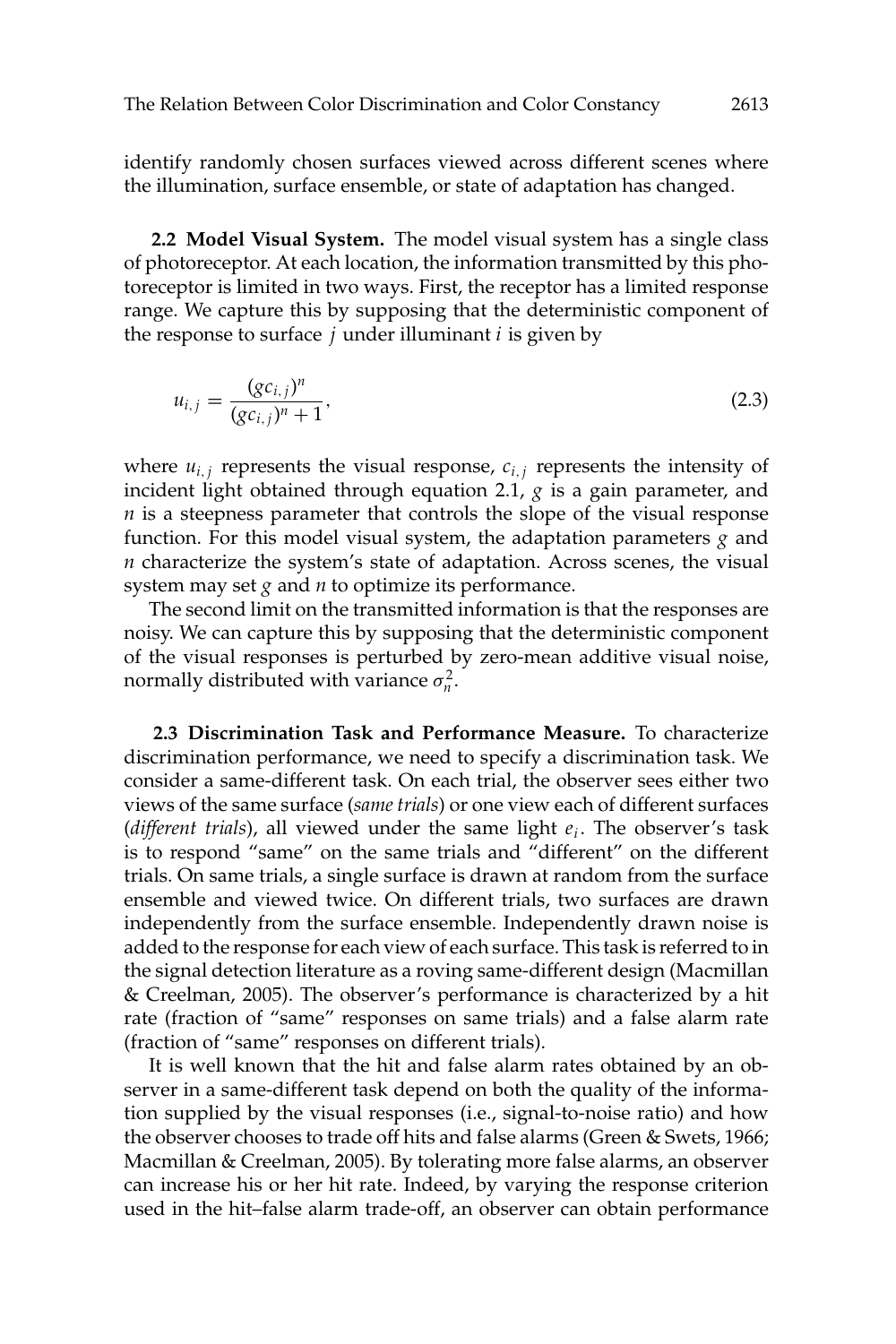identify randomly chosen surfaces viewed across different scenes where the illumination, surface ensemble, or state of adaptation has changed.

**2.2 Model Visual System.** The model visual system has a single class of photoreceptor. At each location, the information transmitted by this photoreceptor is limited in two ways. First, the receptor has a limited response range. We capture this by supposing that the deterministic component of the response to surface $j$ under illuminant $i$ is given by

$$u_{i,j} = \frac{(gc_{i,j})^n}{(gc_{i,j})^n + 1}, \tag{2.3}$$

where $u_{i,j}$ represents the visual response, $c_{i,j}$ represents the intensity of incident light obtained through equation 2.1, $g$ is a gain parameter, and $n$ is a steepness parameter that controls the slope of the visual response function. For this model visual system, the adaptation parameters $g$ and $n$ characterize the system's state of adaptation. Across scenes, the visual system may set $g$ and $n$ to optimize its performance.

The second limit on the transmitted information is that the responses are noisy. We can capture this by supposing that the deterministic component of the visual responses is perturbed by zero-mean additive visual noise, normally distributed with variance $\sigma_n^2$.

**2.3 Discrimination Task and Performance Measure.** To characterize discrimination performance, we need to specify a discrimination task. We consider a same-different task. On each trial, the observer sees either two views of the same surface (*same trials*) or one view each of different surfaces (*different trials*), all viewed under the same light $e_i$. The observer's task is to respond "same" on the same trials and "different" on the different trials. On same trials, a single surface is drawn at random from the surface ensemble and viewed twice. On different trials, two surfaces are drawn independently from the surface ensemble. Independently drawn noise is added to the response for each view of each surface. This task is referred to in the signal detection literature as a roving same-different design (Macmillan & Creelman, 2005). The observer's performance is characterized by a hit rate (fraction of "same" responses on same trials) and a false alarm rate (fraction of "same" responses on different trials).

It is well known that the hit and false alarm rates obtained by an observer in a same-different task depend on both the quality of the information supplied by the visual responses (i.e., signal-to-noise ratio) and how the observer chooses to trade off hits and false alarms (Green & Swets, 1966; Macmillan & Creelman, 2005). By tolerating more false alarms, an observer can increase his or her hit rate. Indeed, by varying the response criterion used in the hit–false alarm trade-off, an observer can obtain performance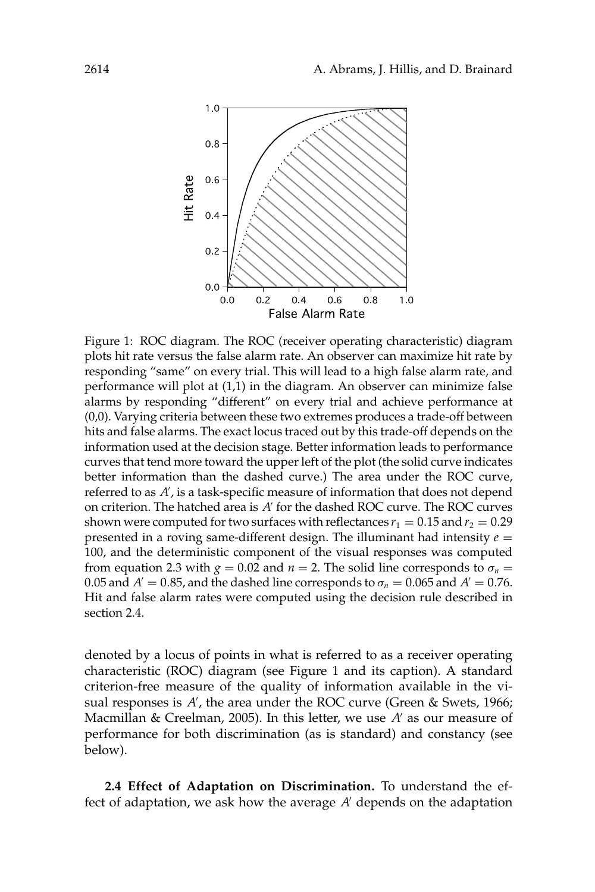Figure 1: ROC diagram. The ROC (receiver operating characteristic) diagram plots hit rate versus the false alarm rate. An observer can maximize hit rate by responding "same" on every trial. This will lead to a high false alarm rate, and performance will plot at (1,1) in the diagram. An observer can minimize false alarms by responding "different" on every trial and achieve performance at (0,0). Varying criteria between these two extremes produces a trade-off between hits and false alarms. The exact locus traced out by this trade-off depends on the information used at the decision stage. Better information leads to performance curves that tend more toward the upper left of the plot (the solid curve indicates better information than the dashed curve.) The area under the ROC curve, referred to as $A'$, is a task-specific measure of information that does not depend on criterion. The hatched area is $A'$ for the dashed ROC curve. The ROC curves shown were computed for two surfaces with reflectances $r_1 = 0.15$ and $r_2 = 0.29$ presented in a roving same-different design. The illuminant had intensity $e = 100$, and the deterministic component of the visual responses was computed from equation 2.3 with $g = 0.02$ and $n = 2$. The solid line corresponds to $\sigma_n = 0.05$ and $A' = 0.85$, and the dashed line corresponds to $\sigma_n = 0.065$ and $A' = 0.76$. Hit and false alarm rates were computed using the decision rule described in section 2.4.

denoted by a locus of points in what is referred to as a receiver operating characteristic (ROC) diagram (see Figure 1 and its caption). A standard criterion-free measure of the quality of information available in the visual responses is $A'$, the area under the ROC curve (Green & Swets, 1966; Macmillan & Creelman, 2005). In this letter, we use $A'$ as our measure of performance for both discrimination (as is standard) and constancy (see below).

**2.4 Effect of Adaptation on Discrimination.** To understand the effect of adaptation, we ask how the average $A'$ depends on the adaptation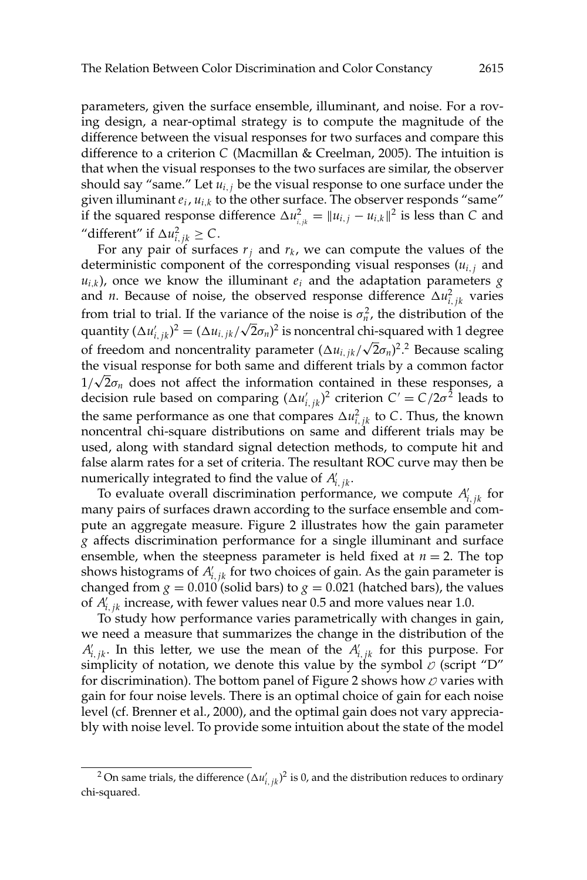parameters, given the surface ensemble, illuminant, and noise. For a roving design, a near-optimal strategy is to compute the magnitude of the difference between the visual responses for two surfaces and compare this difference to a criterion $C$ (Macmillan & Creelman, 2005). The intuition is that when the visual responses to the two surfaces are similar, the observer should say "same." Let $u_{i,j}$ be the visual response to one surface under the given illuminant $e_i$, $u_{i,k}$ to the other surface. The observer responds "same" if the squared response difference $\Delta u^2_{_{i,jk}} = \|u_{i,j} - u_{i,k}\|^2$ is less than $C$ and "different" if $\Delta u^2_{i,jk} \geq C$.

For any pair of surfaces $r_j$ and $r_k$, we can compute the values of the deterministic component of the corresponding visual responses ($u_{i,j}$ and $u_{i,k}$), once we know the illuminant $e_i$ and the adaptation parameters $g$ and $n$. Because of noise, the observed response difference $\Delta u^2_{i,jk}$ varies from trial to trial. If the variance of the noise is $\sigma_n^2$, the distribution of the quantity $(\Delta u'_{i,jk})^2 = (\Delta u_{i,jk}/\sqrt{2}\sigma_n)^2$ is noncentral chi-squared with 1 degree of freedom and noncentrality parameter $(\Delta u_{i,jk}/\sqrt{2}\sigma_n)^2$.[2] Because scaling the visual response for both same and different trials by a common factor $1/\sqrt{2}\sigma_n$ does not affect the information contained in these responses, a decision rule based on comparing $(\Delta u'_{i,jk})^2$ criterion $C' = C/2\sigma^2$ leads to the same performance as one that compares $\Delta u^2_{i,jk}$ to $C$. Thus, the known noncentral chi-square distributions on same and different trials may be used, along with standard signal detection methods, to compute hit and false alarm rates for a set of criteria. The resultant ROC curve may then be numerically integrated to find the value of $A'_{i,jk}$.

To evaluate overall discrimination performance, we compute $A'_{i,jk}$ for many pairs of surfaces drawn according to the surface ensemble and compute an aggregate measure. Figure 2 illustrates how the gain parameter $g$ affects discrimination performance for a single illuminant and surface ensemble, when the steepness parameter is held fixed at $n = 2$. The top shows histograms of $A'_{i,jk}$ for two choices of gain. As the gain parameter is changed from $g = 0.010$ (solid bars) to $g = 0.021$ (hatched bars), the values of $A'_{i,jk}$ increase, with fewer values near 0.5 and more values near 1.0.

To study how performance varies parametrically with changes in gain, we need a measure that summarizes the change in the distribution of the $A'_{i,jk}$. In this letter, we use the mean of the $A'_{i,jk}$ for this purpose. For simplicity of notation, we denote this value by the symbol $\mathcal{D}$ (script "D" for discrimination). The bottom panel of Figure 2 shows how $\mathcal{D}$ varies with gain for four noise levels. There is an optimal choice of gain for each noise level (cf. Brenner et al., 2000), and the optimal gain does not vary appreciably with noise level. To provide some intuition about the state of the model

[2] On same trials, the difference $(\Delta u'_{i,jk})^2$ is 0, and the distribution reduces to ordinary chi-squared.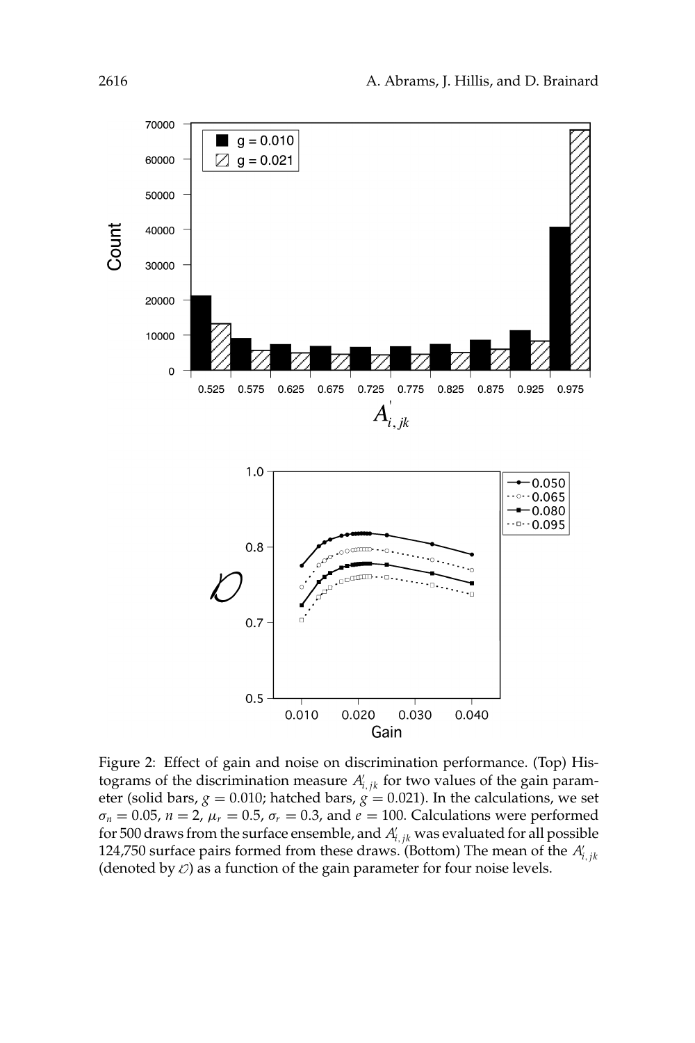Figure 2: Effect of gain and noise on discrimination performance. (Top) Histograms of the discrimination measure $A'_{i,jk}$ for two values of the gain parameter (solid bars, $g = 0.010$; hatched bars, $g = 0.021$). In the calculations, we set $\sigma_n = 0.05$, $n = 2$, $\mu_r = 0.5$, $\sigma_r = 0.3$, and $e = 100$. Calculations were performed for 500 draws from the surface ensemble, and $A'_{i,jk}$ was evaluated for all possible 124,750 surface pairs formed from these draws. (Bottom) The mean of the $A'_{i,jk}$ (denoted by $\mathcal{O}$) as a function of the gain parameter for four noise levels.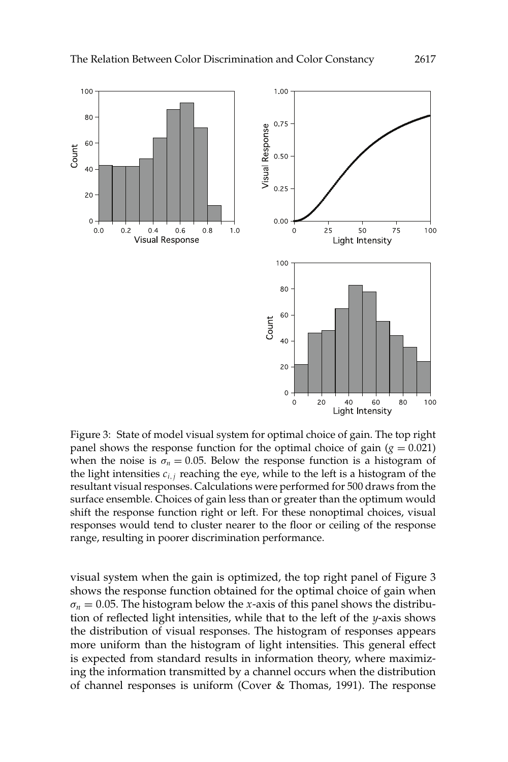Figure 3: State of model visual system for optimal choice of gain. The top right panel shows the response function for the optimal choice of gain ($g = 0.021$) when the noise is $\sigma_n = 0.05$. Below the response function is a histogram of the light intensities $c_{i,j}$ reaching the eye, while to the left is a histogram of the resultant visual responses. Calculations were performed for 500 draws from the surface ensemble. Choices of gain less than or greater than the optimum would shift the response function right or left. For these nonoptimal choices, visual responses would tend to cluster nearer to the floor or ceiling of the response range, resulting in poorer discrimination performance.

visual system when the gain is optimized, the top right panel of Figure 3 shows the response function obtained for the optimal choice of gain when $\sigma_n = 0.05$. The histogram below the $x$-axis of this panel shows the distribution of reflected light intensities, while that to the left of the $y$-axis shows the distribution of visual responses. The histogram of responses appears more uniform than the histogram of light intensities. This general effect is expected from standard results in information theory, where maximizing the information transmitted by a channel occurs when the distribution of channel responses is uniform (Cover & Thomas, 1991). The response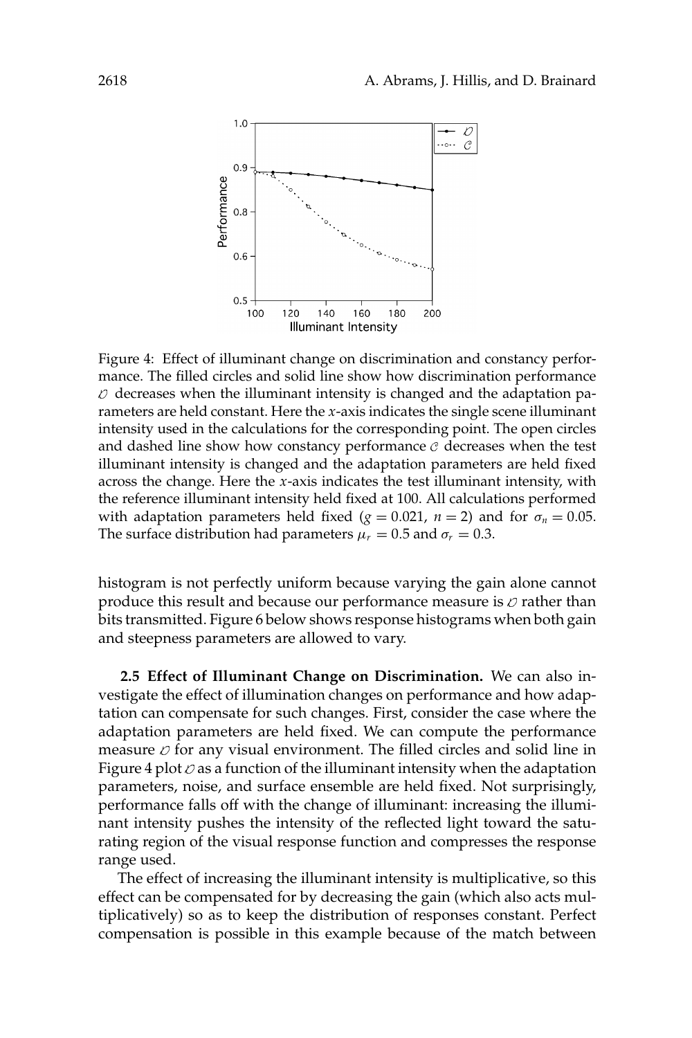Figure 4: Effect of illuminant change on discrimination and constancy performance. The filled circles and solid line show how discrimination performance $\mathcal{D}$ decreases when the illuminant intensity is changed and the adaptation parameters are held constant. Here the $x$-axis indicates the single scene illuminant intensity used in the calculations for the corresponding point. The open circles and dashed line show how constancy performance $\mathcal{C}$ decreases when the test illuminant intensity is changed and the adaptation parameters are held fixed across the change. Here the $x$-axis indicates the test illuminant intensity, with the reference illuminant intensity held fixed at 100. All calculations performed with adaptation parameters held fixed ($g = 0.021$, $n = 2$) and for $\sigma_n = 0.05$. The surface distribution had parameters $\mu_r = 0.5$ and $\sigma_r = 0.3$.

histogram is not perfectly uniform because varying the gain alone cannot produce this result and because our performance measure is $\mathcal{D}$ rather than bits transmitted. Figure 6 below shows response histograms when both gain and steepness parameters are allowed to vary.

### 2.5 Effect of Illuminant Change on Discrimination.

We can also investigate the effect of illumination changes on performance and how adaptation can compensate for such changes. First, consider the case where the adaptation parameters are held fixed. We can compute the performance measure $\mathcal{D}$ for any visual environment. The filled circles and solid line in Figure 4 plot $\mathcal{D}$ as a function of the illuminant intensity when the adaptation parameters, noise, and surface ensemble are held fixed. Not surprisingly, performance falls off with the change of illuminant: increasing the illuminant intensity pushes the intensity of the reflected light toward the saturating region of the visual response function and compresses the response range used.

The effect of increasing the illuminant intensity is multiplicative, so this effect can be compensated for by decreasing the gain (which also acts multiplicatively) so as to keep the distribution of responses constant. Perfect compensation is possible in this example because of the match between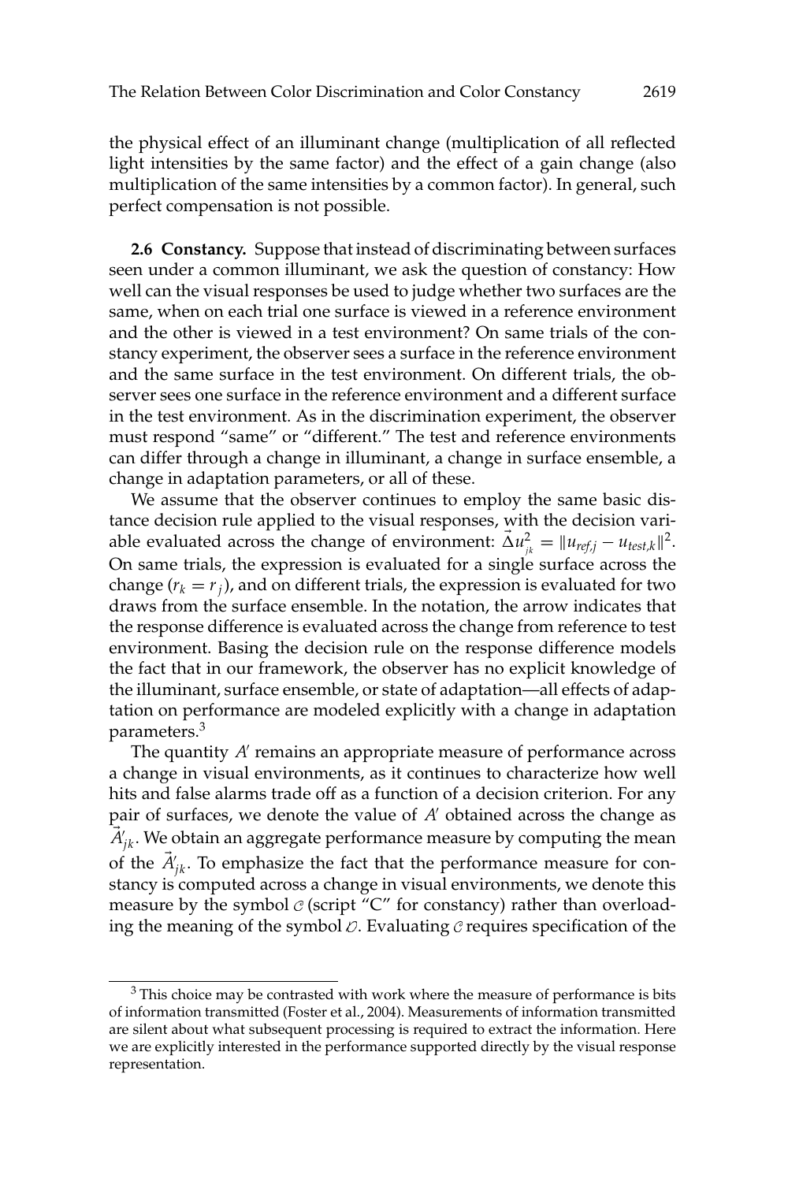the physical effect of an illuminant change (multiplication of all reflected light intensities by the same factor) and the effect of a gain change (also multiplication of the same intensities by a common factor). In general, such perfect compensation is not possible.

**2.6 Constancy.** Suppose that instead of discriminating between surfaces seen under a common illuminant, we ask the question of constancy: How well can the visual responses be used to judge whether two surfaces are the same, when on each trial one surface is viewed in a reference environment and the other is viewed in a test environment? On same trials of the constancy experiment, the observer sees a surface in the reference environment and the same surface in the test environment. On different trials, the observer sees one surface in the reference environment and a different surface in the test environment. As in the discrimination experiment, the observer must respond "same" or "different." The test and reference environments can differ through a change in illuminant, a change in surface ensemble, a change in adaptation parameters, or all of these.

We assume that the observer continues to employ the same basic distance decision rule applied to the visual responses, with the decision variable evaluated across the change of environment: $\vec{\Delta} u_{jk}^2 = \|u_{ref,j} - u_{test,k}\|^2$. On same trials, the expression is evaluated for a single surface across the change ($r_k = r_j$), and on different trials, the expression is evaluated for two draws from the surface ensemble. In the notation, the arrow indicates that the response difference is evaluated across the change from reference to test environment. Basing the decision rule on the response difference models the fact that in our framework, the observer has no explicit knowledge of the illuminant, surface ensemble, or state of adaptation—all effects of adaptation on performance are modeled explicitly with a change in adaptation parameters.[3]

The quantity $A'$ remains an appropriate measure of performance across a change in visual environments, as it continues to characterize how well hits and false alarms trade off as a function of a decision criterion. For any pair of surfaces, we denote the value of $A'$ obtained across the change as $\vec{A}'_{jk}$. We obtain an aggregate performance measure by computing the mean of the $\vec{A}'_{jk}$. To emphasize the fact that the performance measure for constancy is computed across a change in visual environments, we denote this measure by the symbol $\mathcal{C}$ (script "C" for constancy) rather than overloading the meaning of the symbol $\mathcal{D}$. Evaluating $\mathcal{C}$ requires specification of the

[3] This choice may be contrasted with work where the measure of performance is bits of information transmitted (Foster et al., 2004). Measurements of information transmitted are silent about what subsequent processing is required to extract the information. Here we are explicitly interested in the performance supported directly by the visual response representation.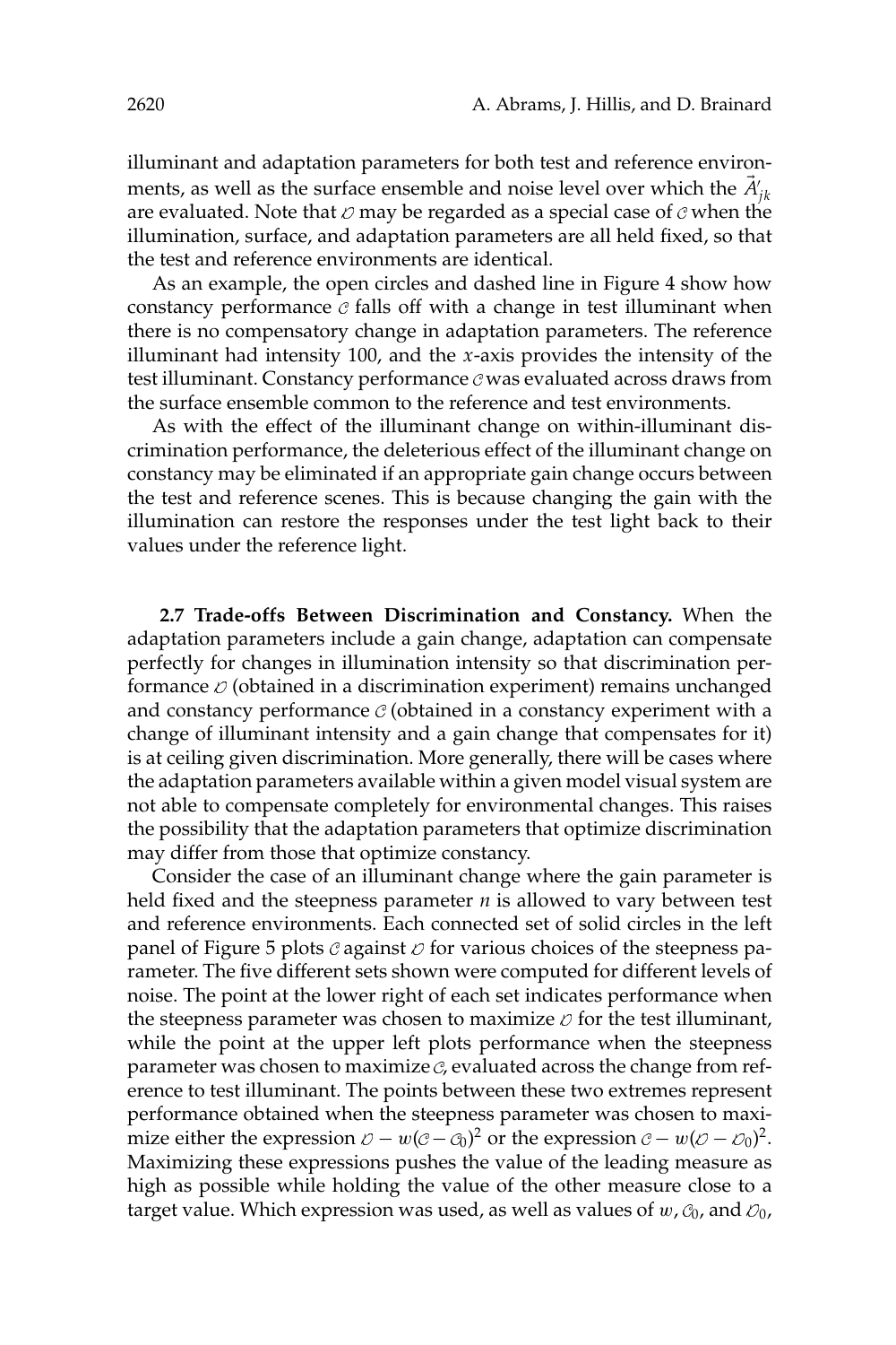illuminant and adaptation parameters for both test and reference environments, as well as the surface ensemble and noise level over which the $\vec{A}'_{jk}$ are evaluated. Note that $\mathcal{D}$ may be regarded as a special case of $\mathcal{C}$ when the illumination, surface, and adaptation parameters are all held fixed, so that the test and reference environments are identical.

As an example, the open circles and dashed line in Figure 4 show how constancy performance $\mathcal{C}$ falls off with a change in test illuminant when there is no compensatory change in adaptation parameters. The reference illuminant had intensity 100, and the $x$-axis provides the intensity of the test illuminant. Constancy performance $\mathcal{C}$ was evaluated across draws from the surface ensemble common to the reference and test environments.

As with the effect of the illuminant change on within-illuminant discrimination performance, the deleterious effect of the illuminant change on constancy may be eliminated if an appropriate gain change occurs between the test and reference scenes. This is because changing the gain with the illumination can restore the responses under the test light back to their values under the reference light.

**2.7 Trade-offs Between Discrimination and Constancy.** When the adaptation parameters include a gain change, adaptation can compensate perfectly for changes in illumination intensity so that discrimination performance $\mathcal{D}$ (obtained in a discrimination experiment) remains unchanged and constancy performance $\mathcal{C}$ (obtained in a constancy experiment with a change of illuminant intensity and a gain change that compensates for it) is at ceiling given discrimination. More generally, there will be cases where the adaptation parameters available within a given model visual system are not able to compensate completely for environmental changes. This raises the possibility that the adaptation parameters that optimize discrimination may differ from those that optimize constancy.

Consider the case of an illuminant change where the gain parameter is held fixed and the steepness parameter $n$ is allowed to vary between test and reference environments. Each connected set of solid circles in the left panel of Figure 5 plots $\mathcal{C}$ against $\mathcal{D}$ for various choices of the steepness parameter. The five different sets shown were computed for different levels of noise. The point at the lower right of each set indicates performance when the steepness parameter was chosen to maximize $\mathcal{D}$ for the test illuminant, while the point at the upper left plots performance when the steepness parameter was chosen to maximize $\mathcal{C}$, evaluated across the change from reference to test illuminant. The points between these two extremes represent performance obtained when the steepness parameter was chosen to maximize either the expression $\mathcal{D} - w(\mathcal{C} - \mathcal{C}_0)^2$ or the expression $\mathcal{C} - w(\mathcal{D} - \mathcal{D}_0)^2$. Maximizing these expressions pushes the value of the leading measure as high as possible while holding the value of the other measure close to a target value. Which expression was used, as well as values of $w$, $\mathcal{C}_0$, and $\mathcal{D}_0$,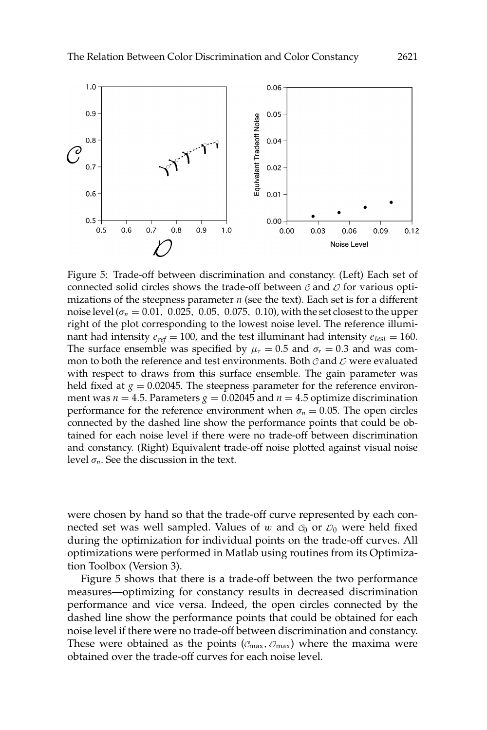Figure 5: Trade-off between discrimination and constancy. (Left) Each set of connected solid circles shows the trade-off between $\mathcal{C}$ and $\mathcal{D}$ for various optimizations of the steepness parameter $n$ (see the text). Each set is for a different noise level ($\sigma_n = 0.01,\ 0.025,\ 0.05,\ 0.075,\ 0.10$), with the set closest to the upper right of the plot corresponding to the lowest noise level. The reference illuminant had intensity $e_{ref} = 100$, and the test illuminant had intensity $e_{test} = 160$. The surface ensemble was specified by $\mu_r = 0.5$ and $\sigma_r = 0.3$ and was common to both the reference and test environments. Both $\mathcal{C}$ and $\mathcal{D}$ were evaluated with respect to draws from this surface ensemble. The gain parameter was held fixed at $g = 0.02045$. The steepness parameter for the reference environment was $n = 4.5$. Parameters $g = 0.02045$ and $n = 4.5$ optimize discrimination performance for the reference environment when $\sigma_n = 0.05$. The open circles connected by the dashed line show the performance points that could be obtained for each noise level if there were no trade-off between discrimination and constancy. (Right) Equivalent trade-off noise plotted against visual noise level $\sigma_n$. See the discussion in the text.

were chosen by hand so that the trade-off curve represented by each connected set was well sampled. Values of $w$ and $\mathcal{C}_0$ or $\mathcal{D}_0$ were held fixed during the optimization for individual points on the trade-off curves. All optimizations were performed in Matlab using routines from its Optimization Toolbox (Version 3).

Figure 5 shows that there is a trade-off between the two performance measures—optimizing for constancy results in decreased discrimination performance and vice versa. Indeed, the open circles connected by the dashed line show the performance points that could be obtained for each noise level if there were no trade-off between discrimination and constancy. These were obtained as the points $(\mathcal{C}_{\max}, \mathcal{D}_{\max})$ where the maxima were obtained over the trade-off curves for each noise level.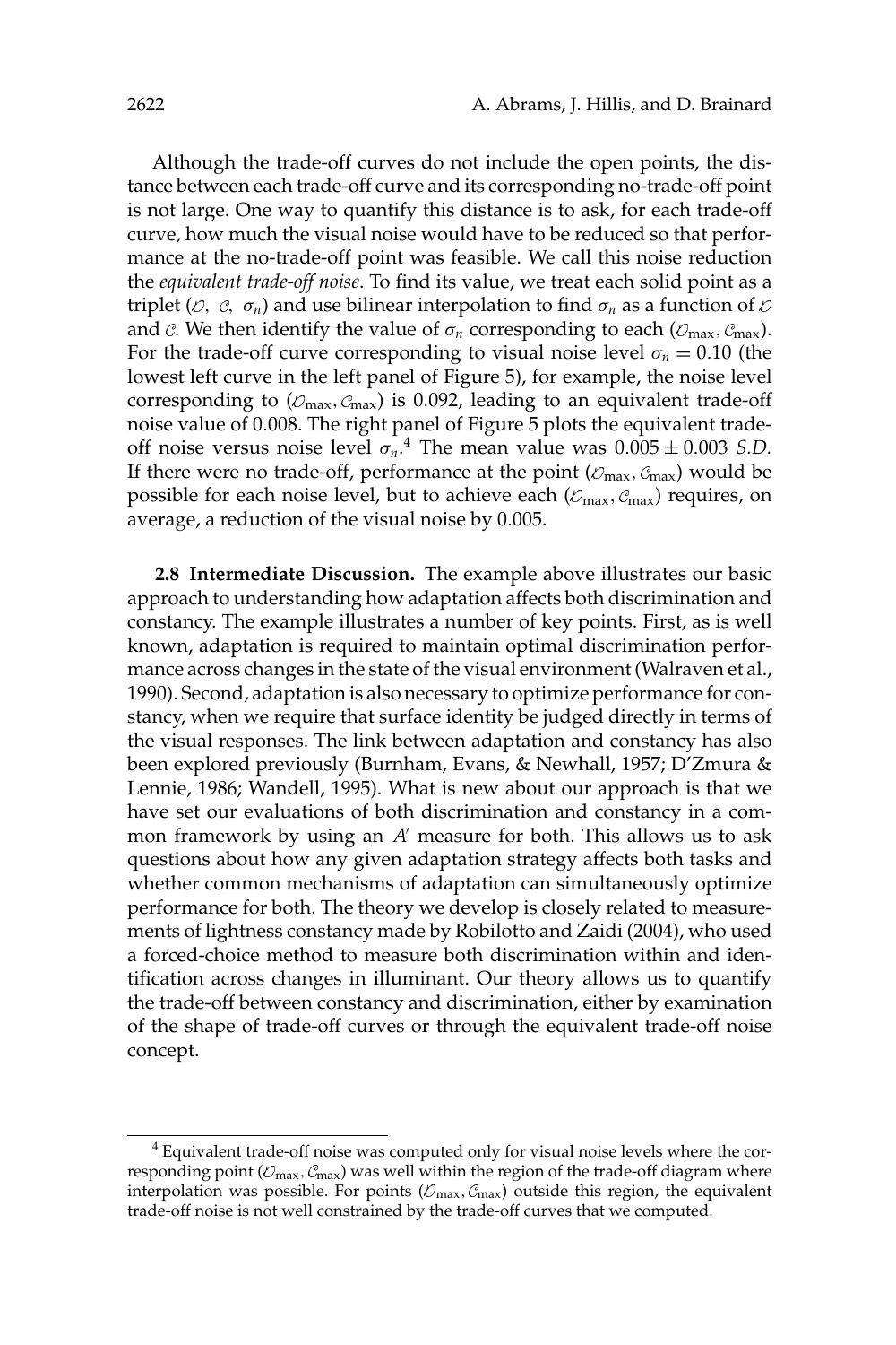Although the trade-off curves do not include the open points, the distance between each trade-off curve and its corresponding no-trade-off point is not large. One way to quantify this distance is to ask, for each trade-off curve, how much the visual noise would have to be reduced so that performance at the no-trade-off point was feasible. We call this noise reduction the *equivalent trade-off noise*. To find its value, we treat each solid point as a triplet ($\mathcal{D}$, $\mathcal{C}$, $\sigma_n$) and use bilinear interpolation to find $\sigma_n$ as a function of $\mathcal{D}$ and $\mathcal{C}$. We then identify the value of $\sigma_n$ corresponding to each ($\mathcal{D}_{\max}, \mathcal{C}_{\max}$). For the trade-off curve corresponding to visual noise level $\sigma_n = 0.10$ (the lowest left curve in the left panel of Figure 5), for example, the noise level corresponding to ($\mathcal{D}_{\max}, \mathcal{C}_{\max}$) is 0.092, leading to an equivalent trade-off noise value of 0.008. The right panel of Figure 5 plots the equivalent trade-off noise versus noise level $\sigma_n$.[4] The mean value was $0.005 \pm 0.003$ *S.D.* If there were no trade-off, performance at the point ($\mathcal{D}_{\max}, \mathcal{C}_{\max}$) would be possible for each noise level, but to achieve each ($\mathcal{D}_{\max}, \mathcal{C}_{\max}$) requires, on average, a reduction of the visual noise by 0.005.

**2.8 Intermediate Discussion.** The example above illustrates our basic approach to understanding how adaptation affects both discrimination and constancy. The example illustrates a number of key points. First, as is well known, adaptation is required to maintain optimal discrimination performance across changes in the state of the visual environment (Walraven et al., 1990). Second, adaptation is also necessary to optimize performance for constancy, when we require that surface identity be judged directly in terms of the visual responses. The link between adaptation and constancy has also been explored previously (Burnham, Evans, & Newhall, 1957; D'Zmura & Lennie, 1986; Wandell, 1995). What is new about our approach is that we have set our evaluations of both discrimination and constancy in a common framework by using an $A'$ measure for both. This allows us to ask questions about how any given adaptation strategy affects both tasks and whether common mechanisms of adaptation can simultaneously optimize performance for both. The theory we develop is closely related to measurements of lightness constancy made by Robilotto and Zaidi (2004), who used a forced-choice method to measure both discrimination within and identification across changes in illuminant. Our theory allows us to quantify the trade-off between constancy and discrimination, either by examination of the shape of trade-off curves or through the equivalent trade-off noise concept.

[4] Equivalent trade-off noise was computed only for visual noise levels where the corresponding point ($\mathcal{D}_{\max}, \mathcal{C}_{\max}$) was well within the region of the trade-off diagram where interpolation was possible. For points ($\mathcal{D}_{\max}, \mathcal{C}_{\max}$) outside this region, the equivalent trade-off noise is not well constrained by the trade-off curves that we computed.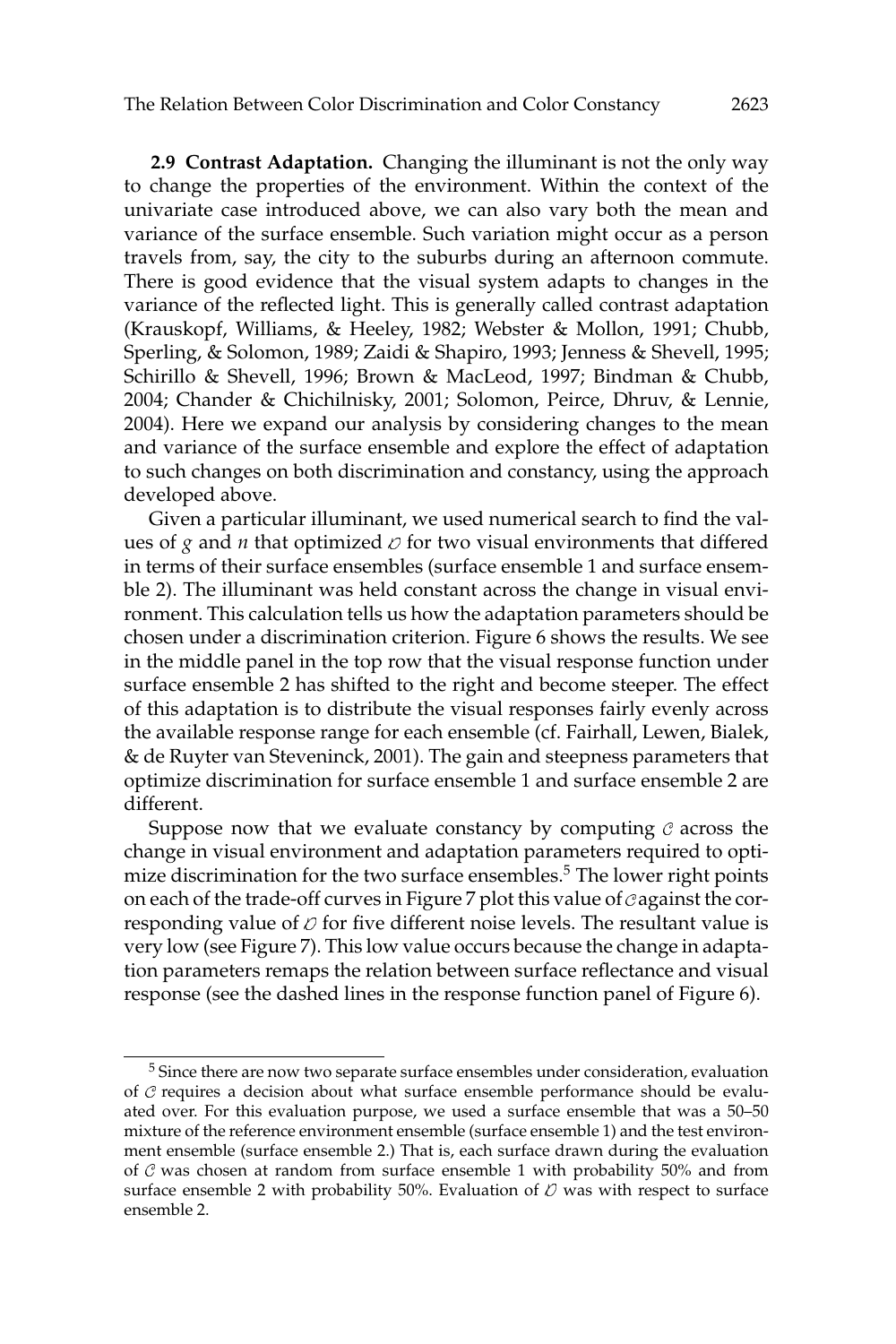**2.9 Contrast Adaptation.** Changing the illuminant is not the only way to change the properties of the environment. Within the context of the univariate case introduced above, we can also vary both the mean and variance of the surface ensemble. Such variation might occur as a person travels from, say, the city to the suburbs during an afternoon commute. There is good evidence that the visual system adapts to changes in the variance of the reflected light. This is generally called contrast adaptation (Krauskopf, Williams, & Heeley, 1982; Webster & Mollon, 1991; Chubb, Sperling, & Solomon, 1989; Zaidi & Shapiro, 1993; Jenness & Shevell, 1995; Schirillo & Shevell, 1996; Brown & MacLeod, 1997; Bindman & Chubb, 2004; Chander & Chichilnisky, 2001; Solomon, Peirce, Dhruv, & Lennie, 2004). Here we expand our analysis by considering changes to the mean and variance of the surface ensemble and explore the effect of adaptation to such changes on both discrimination and constancy, using the approach developed above.

Given a particular illuminant, we used numerical search to find the values of $g$ and $n$ that optimized $\mathcal{D}$ for two visual environments that differed in terms of their surface ensembles (surface ensemble 1 and surface ensemble 2). The illuminant was held constant across the change in visual environment. This calculation tells us how the adaptation parameters should be chosen under a discrimination criterion. Figure 6 shows the results. We see in the middle panel in the top row that the visual response function under surface ensemble 2 has shifted to the right and become steeper. The effect of this adaptation is to distribute the visual responses fairly evenly across the available response range for each ensemble (cf. Fairhall, Lewen, Bialek, & de Ruyter van Steveninck, 2001). The gain and steepness parameters that optimize discrimination for surface ensemble 1 and surface ensemble 2 are different.

Suppose now that we evaluate constancy by computing $\mathcal{C}$ across the change in visual environment and adaptation parameters required to optimize discrimination for the two surface ensembles.[5] The lower right points on each of the trade-off curves in Figure 7 plot this value of $\mathcal{C}$ against the corresponding value of $\mathcal{D}$ for five different noise levels. The resultant value is very low (see Figure 7). This low value occurs because the change in adaptation parameters remaps the relation between surface reflectance and visual response (see the dashed lines in the response function panel of Figure 6).

---

[5] Since there are now two separate surface ensembles under consideration, evaluation of $\mathcal{C}$ requires a decision about what surface ensemble performance should be evaluated over. For this evaluation purpose, we used a surface ensemble that was a 50–50 mixture of the reference environment ensemble (surface ensemble 1) and the test environment ensemble (surface ensemble 2.) That is, each surface drawn during the evaluation of $\mathcal{C}$ was chosen at random from surface ensemble 1 with probability 50% and from surface ensemble 2 with probability 50%. Evaluation of $\mathcal{D}$ was with respect to surface ensemble 2.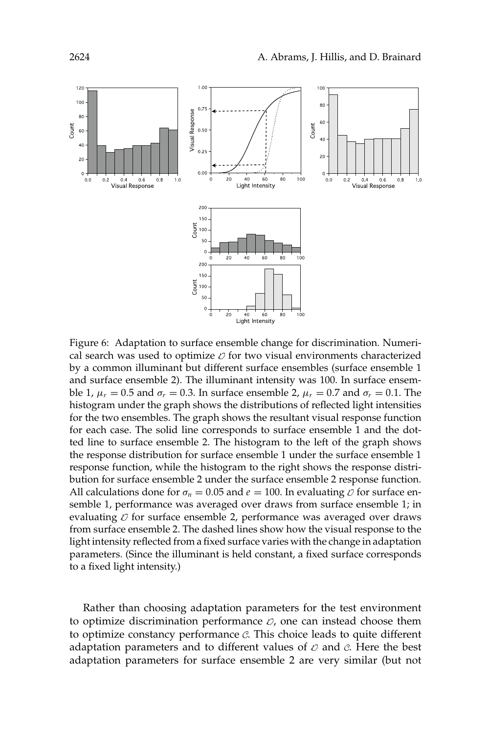Figure 6: Adaptation to surface ensemble change for discrimination. Numerical search was used to optimize $\mathcal{D}$ for two visual environments characterized by a common illuminant but different surface ensembles (surface ensemble 1 and surface ensemble 2). The illuminant intensity was 100. In surface ensemble 1, $\mu_r = 0.5$ and $\sigma_r = 0.3$. In surface ensemble 2, $\mu_r = 0.7$ and $\sigma_r = 0.1$. The histogram under the graph shows the distributions of reflected light intensities for the two ensembles. The graph shows the resultant visual response function for each case. The solid line corresponds to surface ensemble 1 and the dotted line to surface ensemble 2. The histogram to the left of the graph shows the response distribution for surface ensemble 1 under the surface ensemble 1 response function, while the histogram to the right shows the response distribution for surface ensemble 2 under the surface ensemble 2 response function. All calculations done for $\sigma_n = 0.05$ and $e = 100$. In evaluating $\mathcal{D}$ for surface ensemble 1, performance was averaged over draws from surface ensemble 1; in evaluating $\mathcal{D}$ for surface ensemble 2, performance was averaged over draws from surface ensemble 2. The dashed lines show how the visual response to the light intensity reflected from a fixed surface varies with the change in adaptation parameters. (Since the illuminant is held constant, a fixed surface corresponds to a fixed light intensity.)

Rather than choosing adaptation parameters for the test environment to optimize discrimination performance $\mathcal{D}$, one can instead choose them to optimize constancy performance $\mathcal{C}$. This choice leads to quite different adaptation parameters and to different values of $\mathcal{D}$ and $\mathcal{C}$. Here the best adaptation parameters for surface ensemble 2 are very similar (but not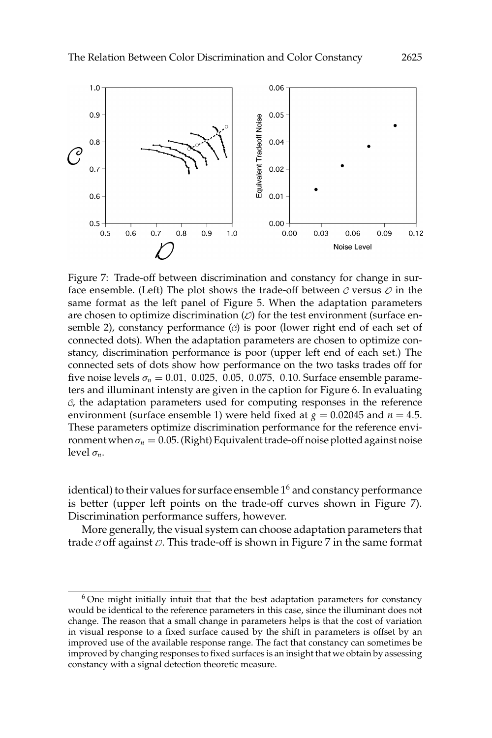Figure 7: Trade-off between discrimination and constancy for change in surface ensemble. (Left) The plot shows the trade-off between $\mathcal{C}$ versus $\mathcal{D}$ in the same format as the left panel of Figure 5. When the adaptation parameters are chosen to optimize discrimination ($\mathcal{D}$) for the test environment (surface ensemble 2), constancy performance ($\mathcal{C}$) is poor (lower right end of each set of connected dots). When the adaptation parameters are chosen to optimize constancy, discrimination performance is poor (upper left end of each set.) The connected sets of dots show how performance on the two tasks trades off for five noise levels $\sigma_n = 0.01,\ 0.025,\ 0.05,\ 0.075,\ 0.10$. Surface ensemble parameters and illuminant intensty are given in the caption for Figure 6. In evaluating $\mathcal{C}$, the adaptation parameters used for computing responses in the reference environment (surface ensemble 1) were held fixed at $g = 0.02045$ and $n = 4.5$. These parameters optimize discrimination performance for the reference environment when $\sigma_n = 0.05$. (Right) Equivalent trade-off noise plotted against noise level $\sigma_n$.

identical) to their values for surface ensemble 1[6] and constancy performance is better (upper left points on the trade-off curves shown in Figure 7). Discrimination performance suffers, however.

More generally, the visual system can choose adaptation parameters that trade $\mathcal{C}$ off against $\mathcal{D}$. This trade-off is shown in Figure 7 in the same format

[6] One might initially intuit that that the best adaptation parameters for constancy would be identical to the reference parameters in this case, since the illuminant does not change. The reason that a small change in parameters helps is that the cost of variation in visual response to a fixed surface caused by the shift in parameters is offset by an improved use of the available response range. The fact that constancy can sometimes be improved by changing responses to fixed surfaces is an insight that we obtain by assessing constancy with a signal detection theoretic measure.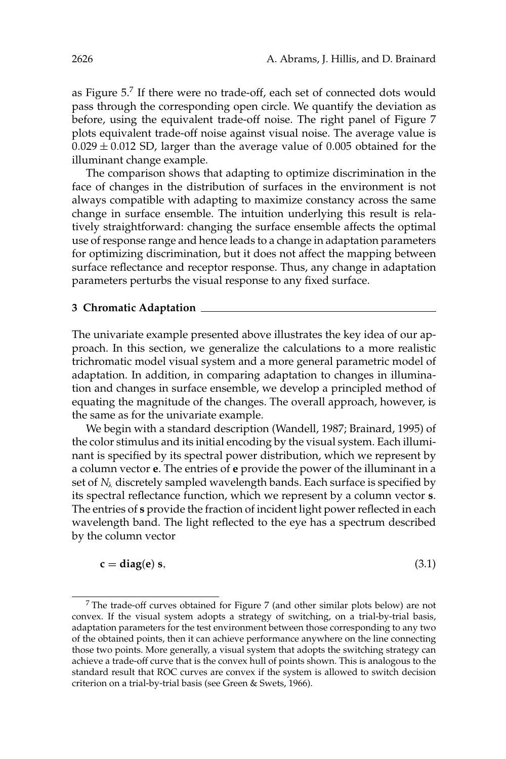as Figure 5.[7] If there were no trade-off, each set of connected dots would pass through the corresponding open circle. We quantify the deviation as before, using the equivalent trade-off noise. The right panel of Figure 7 plots equivalent trade-off noise against visual noise. The average value is $0.029 \pm 0.012$ SD, larger than the average value of 0.005 obtained for the illuminant change example.

The comparison shows that adapting to optimize discrimination in the face of changes in the distribution of surfaces in the environment is not always compatible with adapting to maximize constancy across the same change in surface ensemble. The intuition underlying this result is relatively straightforward: changing the surface ensemble affects the optimal use of response range and hence leads to a change in adaptation parameters for optimizing discrimination, but it does not affect the mapping between surface reflectance and receptor response. Thus, any change in adaptation parameters perturbs the visual response to any fixed surface.

## 3 Chromatic Adaptation

The univariate example presented above illustrates the key idea of our approach. In this section, we generalize the calculations to a more realistic trichromatic model visual system and a more general parametric model of adaptation. In addition, in comparing adaptation to changes in illumination and changes in surface ensemble, we develop a principled method of equating the magnitude of the changes. The overall approach, however, is the same as for the univariate example.

We begin with a standard description (Wandell, 1987; Brainard, 1995) of the color stimulus and its initial encoding by the visual system. Each illuminant is specified by its spectral power distribution, which we represent by a column vector $\mathbf{e}$. The entries of $\mathbf{e}$ provide the power of the illuminant in a set of $N_\lambda$ discretely sampled wavelength bands. Each surface is specified by its spectral reflectance function, which we represent by a column vector $\mathbf{s}$. The entries of $\mathbf{s}$ provide the fraction of incident light power reflected in each wavelength band. The light reflected to the eye has a spectrum described by the column vector

$$\mathbf{c} = \mathbf{diag}(\mathbf{e})\, \mathbf{s}, \tag{3.1}$$

[7] The trade-off curves obtained for Figure 7 (and other similar plots below) are not convex. If the visual system adopts a strategy of switching, on a trial-by-trial basis, adaptation parameters for the test environment between those corresponding to any two of the obtained points, then it can achieve performance anywhere on the line connecting those two points. More generally, a visual system that adopts the switching strategy can achieve a trade-off curve that is the convex hull of points shown. This is analogous to the standard result that ROC curves are convex if the system is allowed to switch decision criterion on a trial-by-trial basis (see Green & Swets, 1966).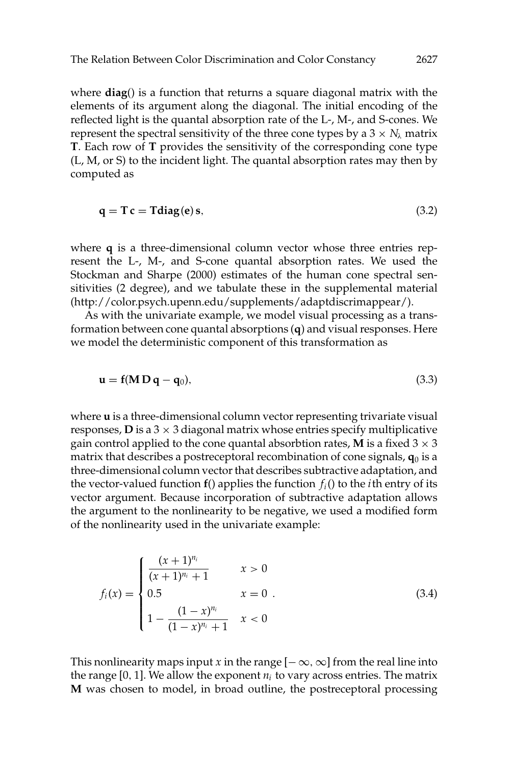where **diag**() is a function that returns a square diagonal matrix with the elements of its argument along the diagonal. The initial encoding of the reflected light is the quantal absorption rate of the L-, M-, and S-cones. We represent the spectral sensitivity of the three cone types by a $3 \times N_\lambda$ matrix **T**. Each row of **T** provides the sensitivity of the corresponding cone type (L, M, or S) to the incident light. The quantal absorption rates may then by computed as

$$\mathbf{q} = \mathbf{T}\,\mathbf{c} = \mathbf{T}\mathbf{diag}(\mathbf{e})\,\mathbf{s}, \tag{3.2}$$

where **q** is a three-dimensional column vector whose three entries represent the L-, M-, and S-cone quantal absorption rates. We used the Stockman and Sharpe (2000) estimates of the human cone spectral sensitivities (2 degree), and we tabulate these in the supplemental material (http://color.psych.upenn.edu/supplements/adaptdiscrimappear/).

As with the univariate example, we model visual processing as a transformation between cone quantal absorptions (**q**) and visual responses. Here we model the deterministic component of this transformation as

$$\mathbf{u} = \mathbf{f}(\mathbf{M}\,\mathbf{D}\,\mathbf{q} - \mathbf{q}_0), \tag{3.3}$$

where **u** is a three-dimensional column vector representing trivariate visual responses, **D** is a $3 \times 3$ diagonal matrix whose entries specify multiplicative gain control applied to the cone quantal absorbtion rates, **M** is a fixed $3 \times 3$ matrix that describes a postreceptoral recombination of cone signals, $\mathbf{q}_0$ is a three-dimensional column vector that describes subtractive adaptation, and the vector-valued function **f**() applies the function $f_i()$ to the $i$th entry of its vector argument. Because incorporation of subtractive adaptation allows the argument to the nonlinearity to be negative, we used a modified form of the nonlinearity used in the univariate example:

$$f_i(x) = \begin{cases} \dfrac{(x+1)^{n_i}}{(x+1)^{n_i}+1} & x > 0 \\ 0.5 & x = 0 \\ 1 - \dfrac{(1-x)^{n_i}}{(1-x)^{n_i}+1} & x < 0 \end{cases}. \tag{3.4}$$

This nonlinearity maps input $x$ in the range $[-\infty, \infty]$ from the real line into the range $[0, 1]$. We allow the exponent $n_i$ to vary across entries. The matrix **M** was chosen to model, in broad outline, the postreceptoral processing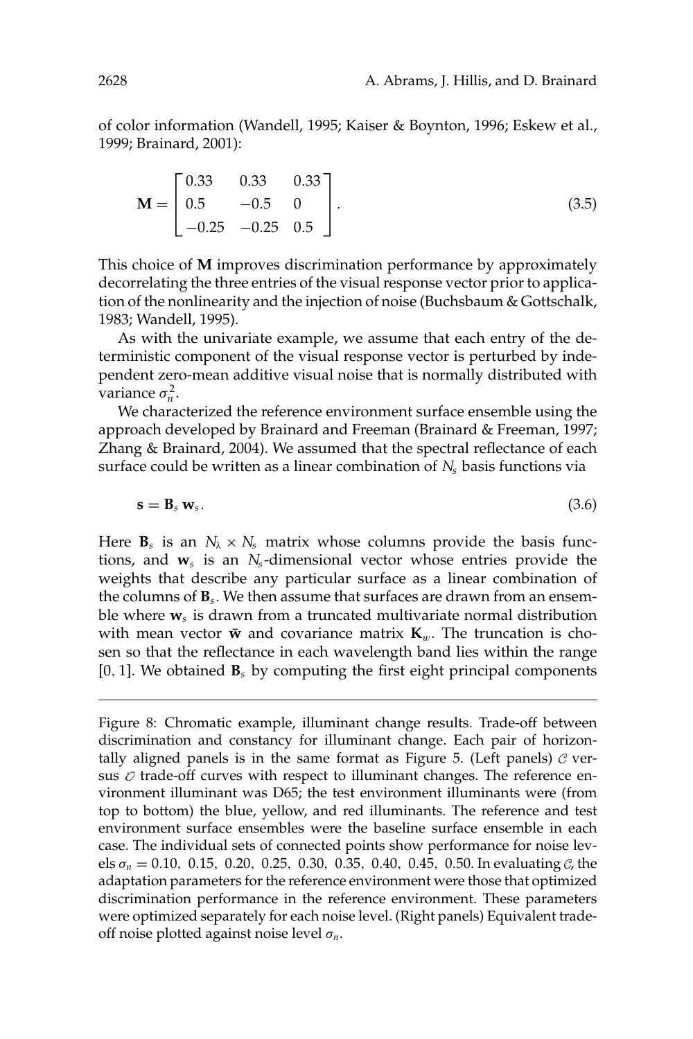of color information (Wandell, 1995; Kaiser & Boynton, 1996; Eskew et al., 1999; Brainard, 2001):

$$\mathbf{M} = \begin{bmatrix} 0.33 & 0.33 & 0.33 \\ 0.5 & -0.5 & 0 \\ -0.25 & -0.25 & 0.5 \end{bmatrix}. \tag{3.5}$$

This choice of $\mathbf{M}$ improves discrimination performance by approximately decorrelating the three entries of the visual response vector prior to application of the nonlinearity and the injection of noise (Buchsbaum & Gottschalk, 1983; Wandell, 1995).

As with the univariate example, we assume that each entry of the deterministic component of the visual response vector is perturbed by independent zero-mean additive visual noise that is normally distributed with variance $\sigma_n^2$.

We characterized the reference environment surface ensemble using the approach developed by Brainard and Freeman (Brainard & Freeman, 1997; Zhang & Brainard, 2004). We assumed that the spectral reflectance of each surface could be written as a linear combination of $N_s$ basis functions via

$$\mathbf{s} = \mathbf{B}_s \, \mathbf{w}_s. \tag{3.6}$$

Here $\mathbf{B}_s$ is an $N_\lambda \times N_s$ matrix whose columns provide the basis functions, and $\mathbf{w}_s$ is an $N_s$-dimensional vector whose entries provide the weights that describe any particular surface as a linear combination of the columns of $\mathbf{B}_s$. We then assume that surfaces are drawn from an ensemble where $\mathbf{w}_s$ is drawn from a truncated multivariate normal distribution with mean vector $\bar{\mathbf{w}}$ and covariance matrix $\mathbf{K}_w$. The truncation is chosen so that the reflectance in each wavelength band lies within the range $[0, 1]$. We obtained $\mathbf{B}_s$ by computing the first eight principal components

Figure 8: Chromatic example, illuminant change results. Trade-off between discrimination and constancy for illuminant change. Each pair of horizontally aligned panels is in the same format as Figure 5. (Left panels) $\mathcal{C}$ versus $\mathcal{D}$ trade-off curves with respect to illuminant changes. The reference environment illuminant was D65; the test environment illuminants were (from top to bottom) the blue, yellow, and red illuminants. The reference and test environment surface ensembles were the baseline surface ensemble in each case. The individual sets of connected points show performance for noise levels $\sigma_n = 0.10,\ 0.15,\ 0.20,\ 0.25,\ 0.30,\ 0.35,\ 0.40,\ 0.45,\ 0.50$. In evaluating $\mathcal{C}$, the adaptation parameters for the reference environment were those that optimized discrimination performance in the reference environment. These parameters were optimized separately for each noise level. (Right panels) Equivalent trade-off noise plotted against noise level $\sigma_n$.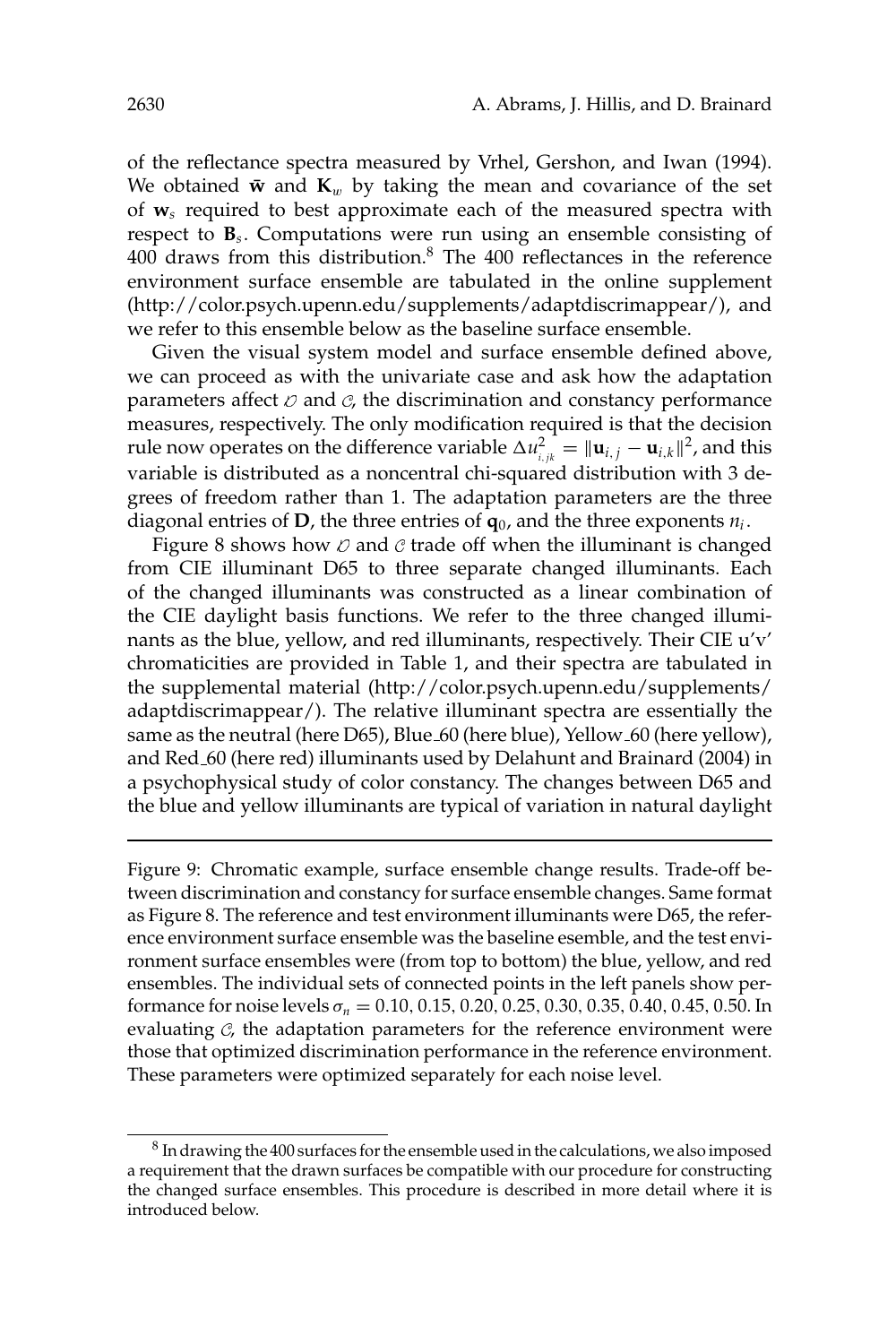of the reflectance spectra measured by Vrhel, Gershon, and Iwan (1994). We obtained $\bar{\mathbf{w}}$ and $\mathbf{K}_w$ by taking the mean and covariance of the set of $\mathbf{w}_s$ required to best approximate each of the measured spectra with respect to $\mathbf{B}_s$. Computations were run using an ensemble consisting of 400 draws from this distribution.[8] The 400 reflectances in the reference environment surface ensemble are tabulated in the online supplement (http://color.psych.upenn.edu/supplements/adaptdiscrimappear/), and we refer to this ensemble below as the baseline surface ensemble.

Given the visual system model and surface ensemble defined above, we can proceed as with the univariate case and ask how the adaptation parameters affect $\mathcal{D}$ and $\mathcal{C}$, the discrimination and constancy performance measures, respectively. The only modification required is that the decision rule now operates on the difference variable $\Delta u^2_{i,jk} = \|\mathbf{u}_{i,j} - \mathbf{u}_{i,k}\|^2$, and this variable is distributed as a noncentral chi-squared distribution with 3 degrees of freedom rather than 1. The adaptation parameters are the three diagonal entries of $\mathbf{D}$, the three entries of $\mathbf{q}_0$, and the three exponents $n_i$.

Figure 8 shows how $\mathcal{D}$ and $\mathcal{C}$ trade off when the illuminant is changed from CIE illuminant D65 to three separate changed illuminants. Each of the changed illuminants was constructed as a linear combination of the CIE daylight basis functions. We refer to the three changed illuminants as the blue, yellow, and red illuminants, respectively. Their CIE u'v' chromaticities are provided in Table 1, and their spectra are tabulated in the supplemental material (http://color.psych.upenn.edu/supplements/adaptdiscrimappear/). The relative illuminant spectra are essentially the same as the neutral (here D65), Blue_60 (here blue), Yellow_60 (here yellow), and Red_60 (here red) illuminants used by Delahunt and Brainard (2004) in a psychophysical study of color constancy. The changes between D65 and the blue and yellow illuminants are typical of variation in natural daylight

Figure 9: Chromatic example, surface ensemble change results. Trade-off between discrimination and constancy for surface ensemble changes. Same format as Figure 8. The reference and test environment illuminants were D65, the reference environment surface ensemble was the baseline esemble, and the test environment surface ensembles were (from top to bottom) the blue, yellow, and red ensembles. The individual sets of connected points in the left panels show performance for noise levels $\sigma_n = 0.10, 0.15, 0.20, 0.25, 0.30, 0.35, 0.40, 0.45, 0.50$. In evaluating $\mathcal{C}$, the adaptation parameters for the reference environment were those that optimized discrimination performance in the reference environment. These parameters were optimized separately for each noise level.

[8] In drawing the 400 surfaces for the ensemble used in the calculations, we also imposed a requirement that the drawn surfaces be compatible with our procedure for constructing the changed surface ensembles. This procedure is described in more detail where it is introduced below.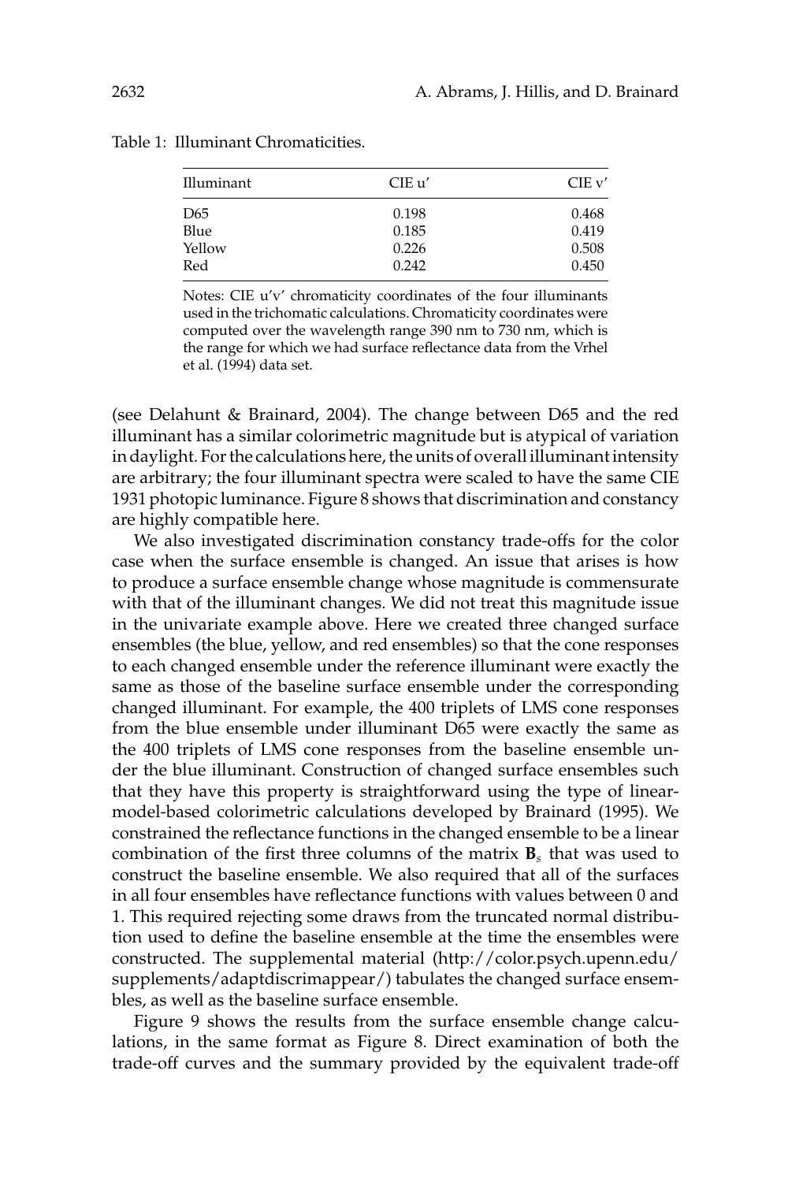Table 1: Illuminant Chromaticities.

| Illuminant | CIE u′ | CIE v′ |
|---|---|---|
| D65 | 0.198 | 0.468 |
| Blue | 0.185 | 0.419 |
| Yellow | 0.226 | 0.508 |
| Red | 0.242 | 0.450 |

Notes: CIE u′v′ chromaticity coordinates of the four illuminants used in the trichomatic calculations. Chromaticity coordinates were computed over the wavelength range 390 nm to 730 nm, which is the range for which we had surface reflectance data from the Vrhel et al. (1994) data set.

(see Delahunt & Brainard, 2004). The change between D65 and the red illuminant has a similar colorimetric magnitude but is atypical of variation in daylight. For the calculations here, the units of overall illuminant intensity are arbitrary; the four illuminant spectra were scaled to have the same CIE 1931 photopic luminance. Figure 8 shows that discrimination and constancy are highly compatible here.

We also investigated discrimination constancy trade-offs for the color case when the surface ensemble is changed. An issue that arises is how to produce a surface ensemble change whose magnitude is commensurate with that of the illuminant changes. We did not treat this magnitude issue in the univariate example above. Here we created three changed surface ensembles (the blue, yellow, and red ensembles) so that the cone responses to each changed ensemble under the reference illuminant were exactly the same as those of the baseline surface ensemble under the corresponding changed illuminant. For example, the 400 triplets of LMS cone responses from the blue ensemble under illuminant D65 were exactly the same as the 400 triplets of LMS cone responses from the baseline ensemble under the blue illuminant. Construction of changed surface ensembles such that they have this property is straightforward using the type of linear-model-based colorimetric calculations developed by Brainard (1995). We constrained the reflectance functions in the changed ensemble to be a linear combination of the first three columns of the matrix $\mathbf{B}_s$ that was used to construct the baseline ensemble. We also required that all of the surfaces in all four ensembles have reflectance functions with values between 0 and 1. This required rejecting some draws from the truncated normal distribution used to define the baseline ensemble at the time the ensembles were constructed. The supplemental material (http://color.psych.upenn.edu/supplements/adaptdiscrimappear/) tabulates the changed surface ensembles, as well as the baseline surface ensemble.

Figure 9 shows the results from the surface ensemble change calculations, in the same format as Figure 8. Direct examination of both the trade-off curves and the summary provided by the equivalent trade-off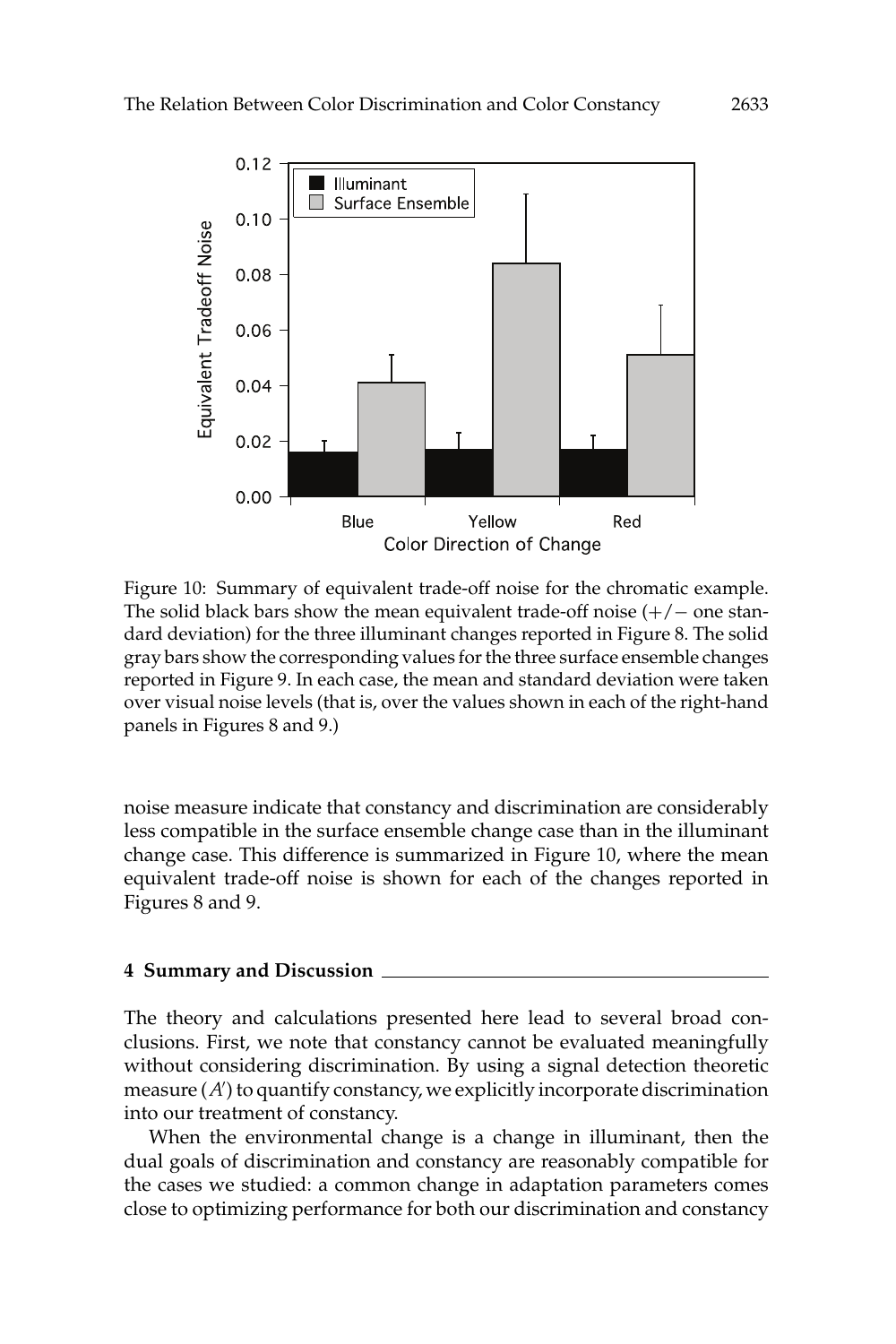Figure 10: Summary of equivalent trade-off noise for the chromatic example. The solid black bars show the mean equivalent trade-off noise (+/− one standard deviation) for the three illuminant changes reported in Figure 8. The solid gray bars show the corresponding values for the three surface ensemble changes reported in Figure 9. In each case, the mean and standard deviation were taken over visual noise levels (that is, over the values shown in each of the right-hand panels in Figures 8 and 9.)

noise measure indicate that constancy and discrimination are considerably less compatible in the surface ensemble change case than in the illuminant change case. This difference is summarized in Figure 10, where the mean equivalent trade-off noise is shown for each of the changes reported in Figures 8 and 9.

## 4 Summary and Discussion

The theory and calculations presented here lead to several broad conclusions. First, we note that constancy cannot be evaluated meaningfully without considering discrimination. By using a signal detection theoretic measure ($A'$) to quantify constancy, we explicitly incorporate discrimination into our treatment of constancy.

When the environmental change is a change in illuminant, then the dual goals of discrimination and constancy are reasonably compatible for the cases we studied: a common change in adaptation parameters comes close to optimizing performance for both our discrimination and constancy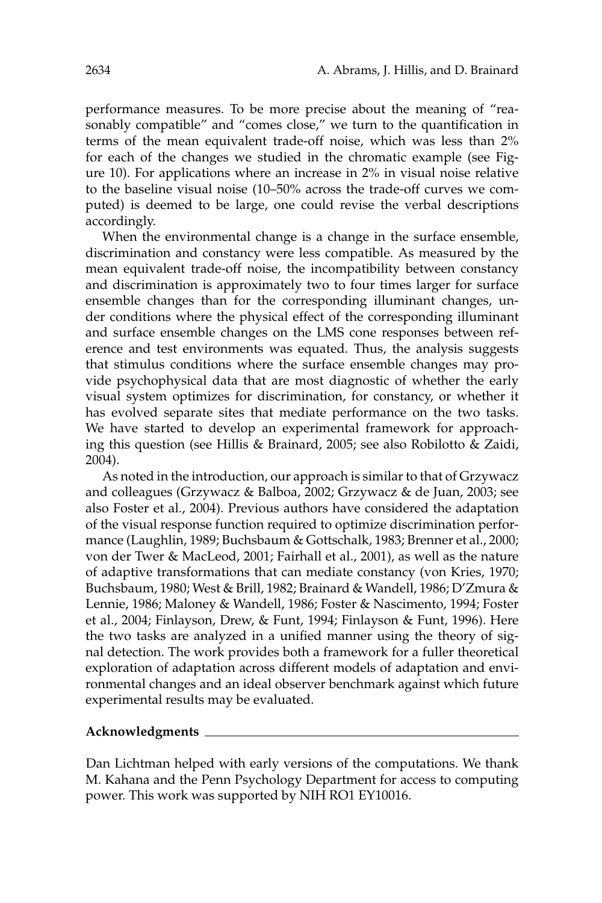performance measures. To be more precise about the meaning of "reasonably compatible" and "comes close," we turn to the quantification in terms of the mean equivalent trade-off noise, which was less than 2% for each of the changes we studied in the chromatic example (see Figure 10). For applications where an increase in 2% in visual noise relative to the baseline visual noise (10–50% across the trade-off curves we computed) is deemed to be large, one could revise the verbal descriptions accordingly.

When the environmental change is a change in the surface ensemble, discrimination and constancy were less compatible. As measured by the mean equivalent trade-off noise, the incompatibility between constancy and discrimination is approximately two to four times larger for surface ensemble changes than for the corresponding illuminant changes, under conditions where the physical effect of the corresponding illuminant and surface ensemble changes on the LMS cone responses between reference and test environments was equated. Thus, the analysis suggests that stimulus conditions where the surface ensemble changes may provide psychophysical data that are most diagnostic of whether the early visual system optimizes for discrimination, for constancy, or whether it has evolved separate sites that mediate performance on the two tasks. We have started to develop an experimental framework for approaching this question (see Hillis & Brainard, 2005; see also Robilotto & Zaidi, 2004).

As noted in the introduction, our approach is similar to that of Grzywacz and colleagues (Grzywacz & Balboa, 2002; Grzywacz & de Juan, 2003; see also Foster et al., 2004). Previous authors have considered the adaptation of the visual response function required to optimize discrimination performance (Laughlin, 1989; Buchsbaum & Gottschalk, 1983; Brenner et al., 2000; von der Twer & MacLeod, 2001; Fairhall et al., 2001), as well as the nature of adaptive transformations that can mediate constancy (von Kries, 1970; Buchsbaum, 1980; West & Brill, 1982; Brainard & Wandell, 1986; D'Zmura & Lennie, 1986; Maloney & Wandell, 1986; Foster & Nascimento, 1994; Foster et al., 2004; Finlayson, Drew, & Funt, 1994; Finlayson & Funt, 1996). Here the two tasks are analyzed in a unified manner using the theory of signal detection. The work provides both a framework for a fuller theoretical exploration of adaptation across different models of adaptation and environmental changes and an ideal observer benchmark against which future experimental results may be evaluated.

## Acknowledgments

Dan Lichtman helped with early versions of the computations. We thank M. Kahana and the Penn Psychology Department for access to computing power. This work was supported by NIH RO1 EY10016.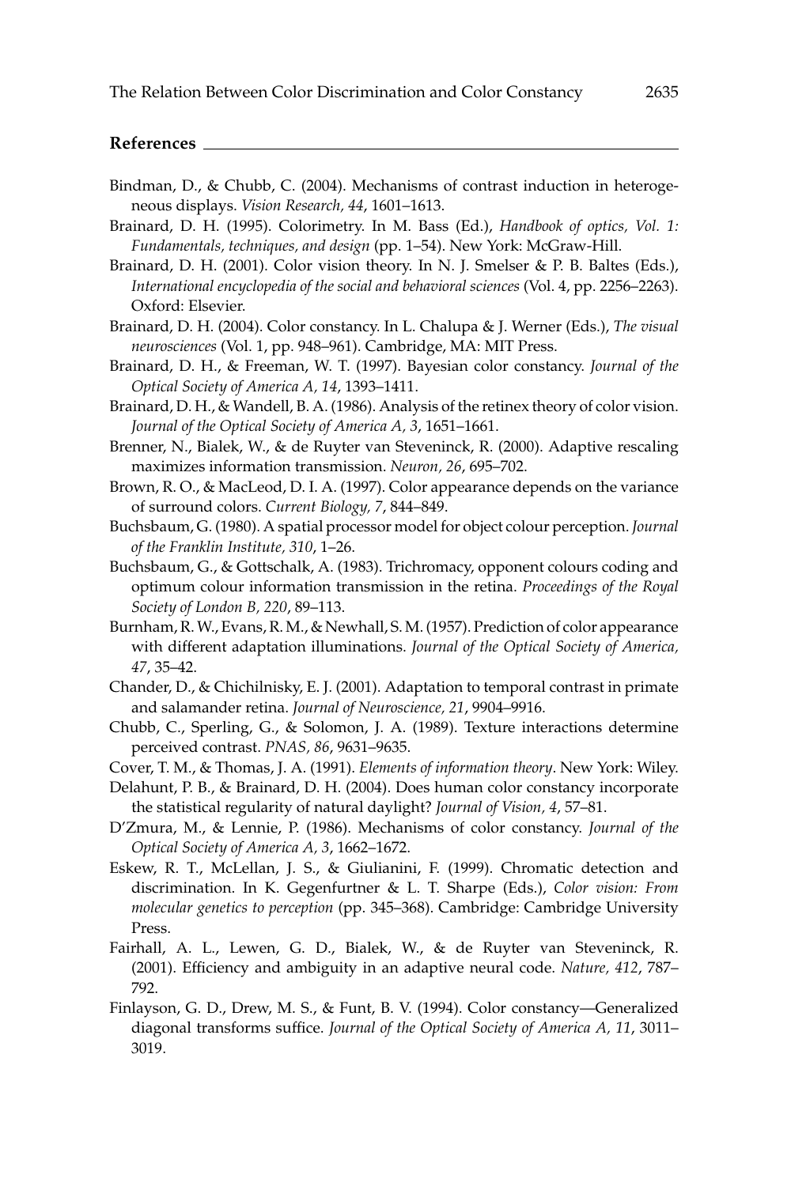## References

Bindman, D., & Chubb, C. (2004). Mechanisms of contrast induction in heterogeneous displays. *Vision Research, 44*, 1601–1613.

Brainard, D. H. (1995). Colorimetry. In M. Bass (Ed.), *Handbook of optics, Vol. 1: Fundamentals, techniques, and design* (pp. 1–54). New York: McGraw-Hill.

Brainard, D. H. (2001). Color vision theory. In N. J. Smelser & P. B. Baltes (Eds.), *International encyclopedia of the social and behavioral sciences* (Vol. 4, pp. 2256–2263). Oxford: Elsevier.

Brainard, D. H. (2004). Color constancy. In L. Chalupa & J. Werner (Eds.), *The visual neurosciences* (Vol. 1, pp. 948–961). Cambridge, MA: MIT Press.

Brainard, D. H., & Freeman, W. T. (1997). Bayesian color constancy. *Journal of the Optical Society of America A, 14*, 1393–1411.

Brainard, D. H., & Wandell, B. A. (1986). Analysis of the retinex theory of color vision. *Journal of the Optical Society of America A, 3*, 1651–1661.

Brenner, N., Bialek, W., & de Ruyter van Steveninck, R. (2000). Adaptive rescaling maximizes information transmission. *Neuron, 26*, 695–702.

Brown, R. O., & MacLeod, D. I. A. (1997). Color appearance depends on the variance of surround colors. *Current Biology, 7*, 844–849.

Buchsbaum, G. (1980). A spatial processor model for object colour perception. *Journal of the Franklin Institute, 310*, 1–26.

Buchsbaum, G., & Gottschalk, A. (1983). Trichromacy, opponent colours coding and optimum colour information transmission in the retina. *Proceedings of the Royal Society of London B, 220*, 89–113.

Burnham, R. W., Evans, R. M., & Newhall, S. M. (1957). Prediction of color appearance with different adaptation illuminations. *Journal of the Optical Society of America, 47*, 35–42.

Chander, D., & Chichilnisky, E. J. (2001). Adaptation to temporal contrast in primate and salamander retina. *Journal of Neuroscience, 21*, 9904–9916.

Chubb, C., Sperling, G., & Solomon, J. A. (1989). Texture interactions determine perceived contrast. *PNAS, 86*, 9631–9635.

Cover, T. M., & Thomas, J. A. (1991). *Elements of information theory*. New York: Wiley.

Delahunt, P. B., & Brainard, D. H. (2004). Does human color constancy incorporate the statistical regularity of natural daylight? *Journal of Vision, 4*, 57–81.

D'Zmura, M., & Lennie, P. (1986). Mechanisms of color constancy. *Journal of the Optical Society of America A, 3*, 1662–1672.

Eskew, R. T., McLellan, J. S., & Giulianini, F. (1999). Chromatic detection and discrimination. In K. Gegenfurtner & L. T. Sharpe (Eds.), *Color vision: From molecular genetics to perception* (pp. 345–368). Cambridge: Cambridge University Press.

Fairhall, A. L., Lewen, G. D., Bialek, W., & de Ruyter van Steveninck, R. (2001). Efficiency and ambiguity in an adaptive neural code. *Nature, 412*, 787–792.

Finlayson, G. D., Drew, M. S., & Funt, B. V. (1994). Color constancy—Generalized diagonal transforms suffice. *Journal of the Optical Society of America A, 11*, 3011–3019.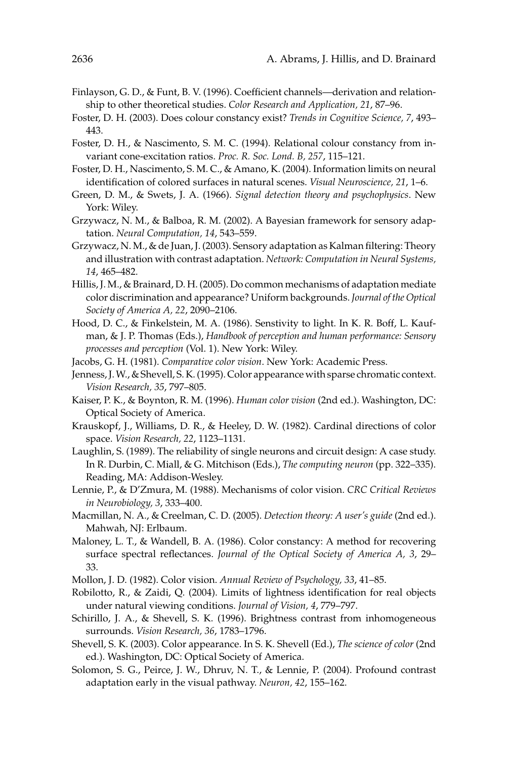Finlayson, G. D., & Funt, B. V. (1996). Coefficient channels—derivation and relationship to other theoretical studies. *Color Research and Application, 21*, 87–96.

Foster, D. H. (2003). Does colour constancy exist? *Trends in Cognitive Science, 7*, 493–443.

Foster, D. H., & Nascimento, S. M. C. (1994). Relational colour constancy from invariant cone-excitation ratios. *Proc. R. Soc. Lond. B, 257*, 115–121.

Foster, D. H., Nascimento, S. M. C., & Amano, K. (2004). Information limits on neural identification of colored surfaces in natural scenes. *Visual Neuroscience, 21*, 1–6.

Green, D. M., & Swets, J. A. (1966). *Signal detection theory and psychophysics*. New York: Wiley.

Grzywacz, N. M., & Balboa, R. M. (2002). A Bayesian framework for sensory adaptation. *Neural Computation, 14*, 543–559.

Grzywacz, N. M., & de Juan, J. (2003). Sensory adaptation as Kalman filtering: Theory and illustration with contrast adaptation. *Network: Computation in Neural Systems, 14*, 465–482.

Hillis, J. M., & Brainard, D. H. (2005). Do common mechanisms of adaptation mediate color discrimination and appearance? Uniform backgrounds. *Journal of the Optical Society of America A, 22*, 2090–2106.

Hood, D. C., & Finkelstein, M. A. (1986). Senstivity to light. In K. R. Boff, L. Kaufman, & J. P. Thomas (Eds.), *Handbook of perception and human performance: Sensory processes and perception* (Vol. 1). New York: Wiley.

Jacobs, G. H. (1981). *Comparative color vision*. New York: Academic Press.

Jenness, J. W., & Shevell, S. K. (1995). Color appearance with sparse chromatic context. *Vision Research, 35*, 797–805.

Kaiser, P. K., & Boynton, R. M. (1996). *Human color vision* (2nd ed.). Washington, DC: Optical Society of America.

Krauskopf, J., Williams, D. R., & Heeley, D. W. (1982). Cardinal directions of color space. *Vision Research, 22*, 1123–1131.

Laughlin, S. (1989). The reliability of single neurons and circuit design: A case study. In R. Durbin, C. Miall, & G. Mitchison (Eds.), *The computing neuron* (pp. 322–335). Reading, MA: Addison-Wesley.

Lennie, P., & D'Zmura, M. (1988). Mechanisms of color vision. *CRC Critical Reviews in Neurobiology, 3*, 333–400.

Macmillan, N. A., & Creelman, C. D. (2005). *Detection theory: A user's guide* (2nd ed.). Mahwah, NJ: Erlbaum.

Maloney, L. T., & Wandell, B. A. (1986). Color constancy: A method for recovering surface spectral reflectances. *Journal of the Optical Society of America A, 3*, 29–33.

Mollon, J. D. (1982). Color vision. *Annual Review of Psychology, 33*, 41–85.

Robilotto, R., & Zaidi, Q. (2004). Limits of lightness identification for real objects under natural viewing conditions. *Journal of Vision, 4*, 779–797.

Schirillo, J. A., & Shevell, S. K. (1996). Brightness contrast from inhomogeneous surrounds. *Vision Research, 36*, 1783–1796.

Shevell, S. K. (2003). Color appearance. In S. K. Shevell (Ed.), *The science of color* (2nd ed.). Washington, DC: Optical Society of America.

Solomon, S. G., Peirce, J. W., Dhruv, N. T., & Lennie, P. (2004). Profound contrast adaptation early in the visual pathway. *Neuron, 42*, 155–162.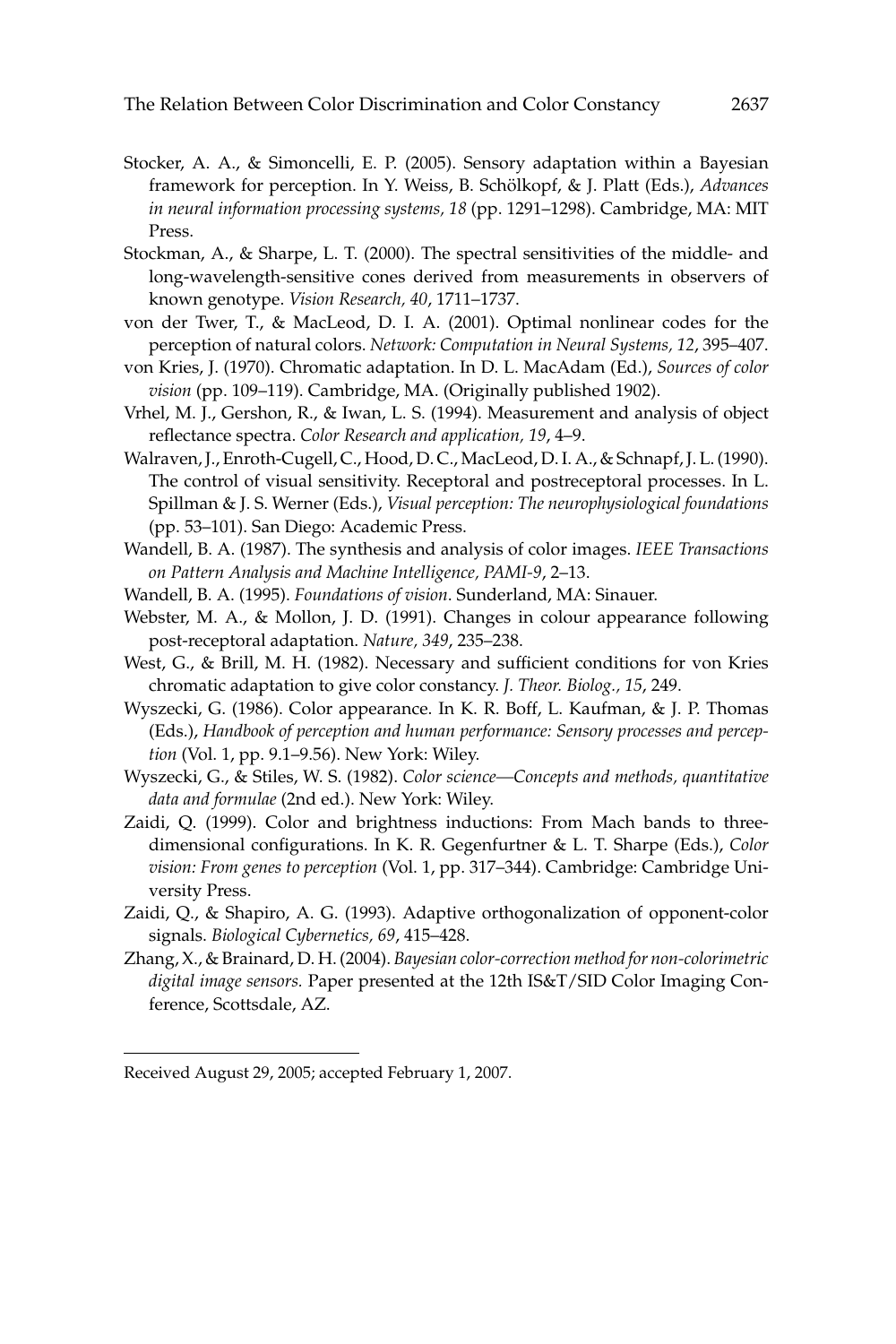Stocker, A. A., & Simoncelli, E. P. (2005). Sensory adaptation within a Bayesian framework for perception. In Y. Weiss, B. Schölkopf, & J. Platt (Eds.), *Advances in neural information processing systems, 18* (pp. 1291–1298). Cambridge, MA: MIT Press.

Stockman, A., & Sharpe, L. T. (2000). The spectral sensitivities of the middle- and long-wavelength-sensitive cones derived from measurements in observers of known genotype. *Vision Research, 40*, 1711–1737.

von der Twer, T., & MacLeod, D. I. A. (2001). Optimal nonlinear codes for the perception of natural colors. *Network: Computation in Neural Systems, 12*, 395–407.

von Kries, J. (1970). Chromatic adaptation. In D. L. MacAdam (Ed.), *Sources of color vision* (pp. 109–119). Cambridge, MA. (Originally published 1902).

Vrhel, M. J., Gershon, R., & Iwan, L. S. (1994). Measurement and analysis of object reflectance spectra. *Color Research and application, 19*, 4–9.

Walraven, J., Enroth-Cugell, C., Hood, D. C., MacLeod, D. I. A., & Schnapf, J. L. (1990). The control of visual sensitivity. Receptoral and postreceptoral processes. In L. Spillman & J. S. Werner (Eds.), *Visual perception: The neurophysiological foundations* (pp. 53–101). San Diego: Academic Press.

Wandell, B. A. (1987). The synthesis and analysis of color images. *IEEE Transactions on Pattern Analysis and Machine Intelligence, PAMI-9*, 2–13.

Wandell, B. A. (1995). *Foundations of vision*. Sunderland, MA: Sinauer.

Webster, M. A., & Mollon, J. D. (1991). Changes in colour appearance following post-receptoral adaptation. *Nature, 349*, 235–238.

West, G., & Brill, M. H. (1982). Necessary and sufficient conditions for von Kries chromatic adaptation to give color constancy. *J. Theor. Biolog., 15*, 249.

Wyszecki, G. (1986). Color appearance. In K. R. Boff, L. Kaufman, & J. P. Thomas (Eds.), *Handbook of perception and human performance: Sensory processes and perception* (Vol. 1, pp. 9.1–9.56). New York: Wiley.

Wyszecki, G., & Stiles, W. S. (1982). *Color science—Concepts and methods, quantitative data and formulae* (2nd ed.). New York: Wiley.

Zaidi, Q. (1999). Color and brightness inductions: From Mach bands to three-dimensional configurations. In K. R. Gegenfurtner & L. T. Sharpe (Eds.), *Color vision: From genes to perception* (Vol. 1, pp. 317–344). Cambridge: Cambridge University Press.

Zaidi, Q., & Shapiro, A. G. (1993). Adaptive orthogonalization of opponent-color signals. *Biological Cybernetics, 69*, 415–428.

Zhang, X., & Brainard, D. H. (2004). *Bayesian color-correction method for non-colorimetric digital image sensors.* Paper presented at the 12th IS&T/SID Color Imaging Conference, Scottsdale, AZ.

---

Received August 29, 2005; accepted February 1, 2007.